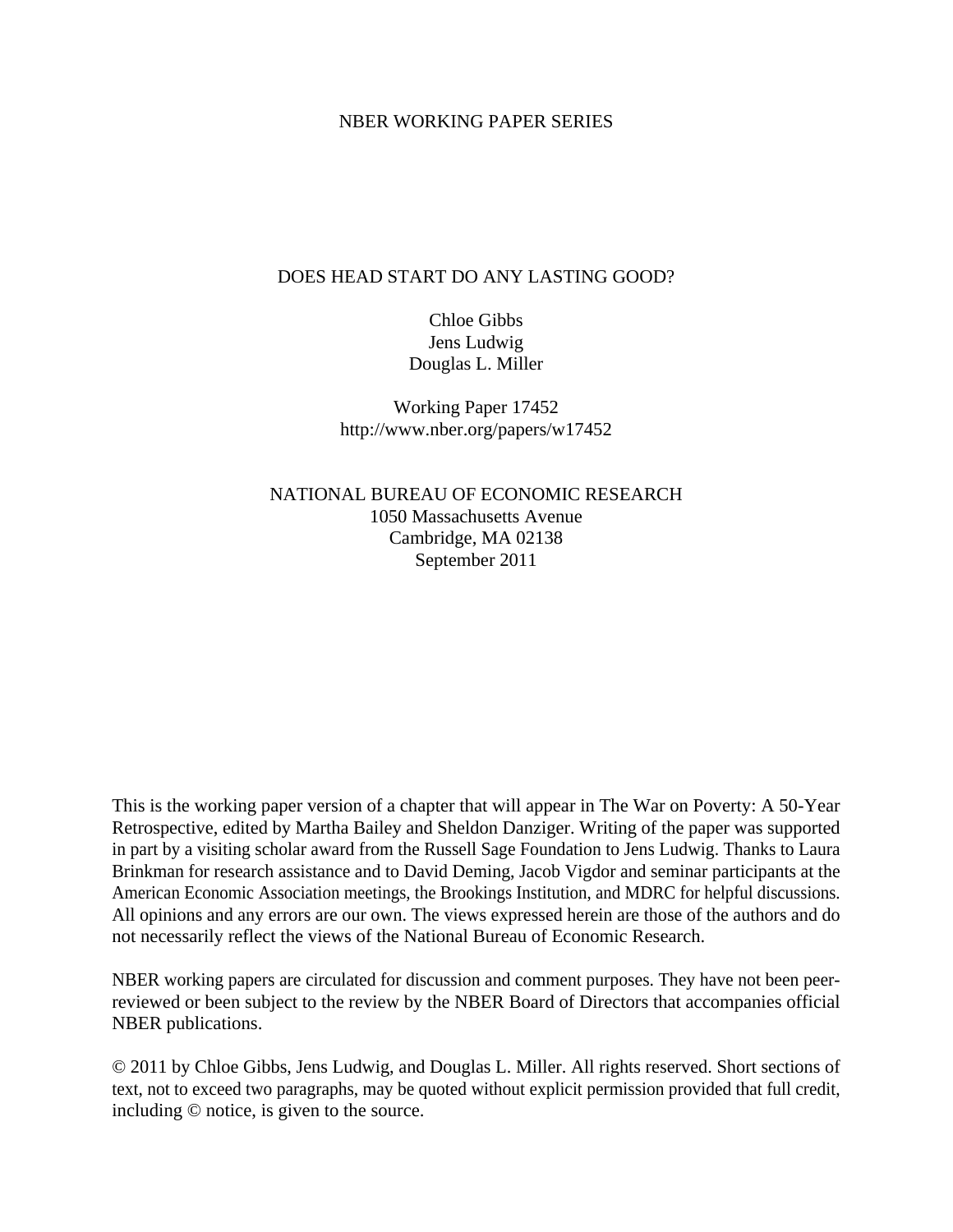NBER WORKING PAPER SERIES

# DOES HEAD START DO ANY LASTING GOOD?

Chloe Gibbs
Jens Ludwig
Douglas L. Miller

Working Paper 17452
http://www.nber.org/papers/w17452

NATIONAL BUREAU OF ECONOMIC RESEARCH
1050 Massachusetts Avenue
Cambridge, MA 02138
September 2011

This is the working paper version of a chapter that will appear in The War on Poverty: A 50-Year Retrospective, edited by Martha Bailey and Sheldon Danziger. Writing of the paper was supported in part by a visiting scholar award from the Russell Sage Foundation to Jens Ludwig. Thanks to Laura Brinkman for research assistance and to David Deming, Jacob Vigdor and seminar participants at the American Economic Association meetings, the Brookings Institution, and MDRC for helpful discussions. All opinions and any errors are our own. The views expressed herein are those of the authors and do not necessarily reflect the views of the National Bureau of Economic Research.

NBER working papers are circulated for discussion and comment purposes. They have not been peer-reviewed or been subject to the review by the NBER Board of Directors that accompanies official NBER publications.

© 2011 by Chloe Gibbs, Jens Ludwig, and Douglas L. Miller. All rights reserved. Short sections of text, not to exceed two paragraphs, may be quoted without explicit permission provided that full credit, including © notice, is given to the source.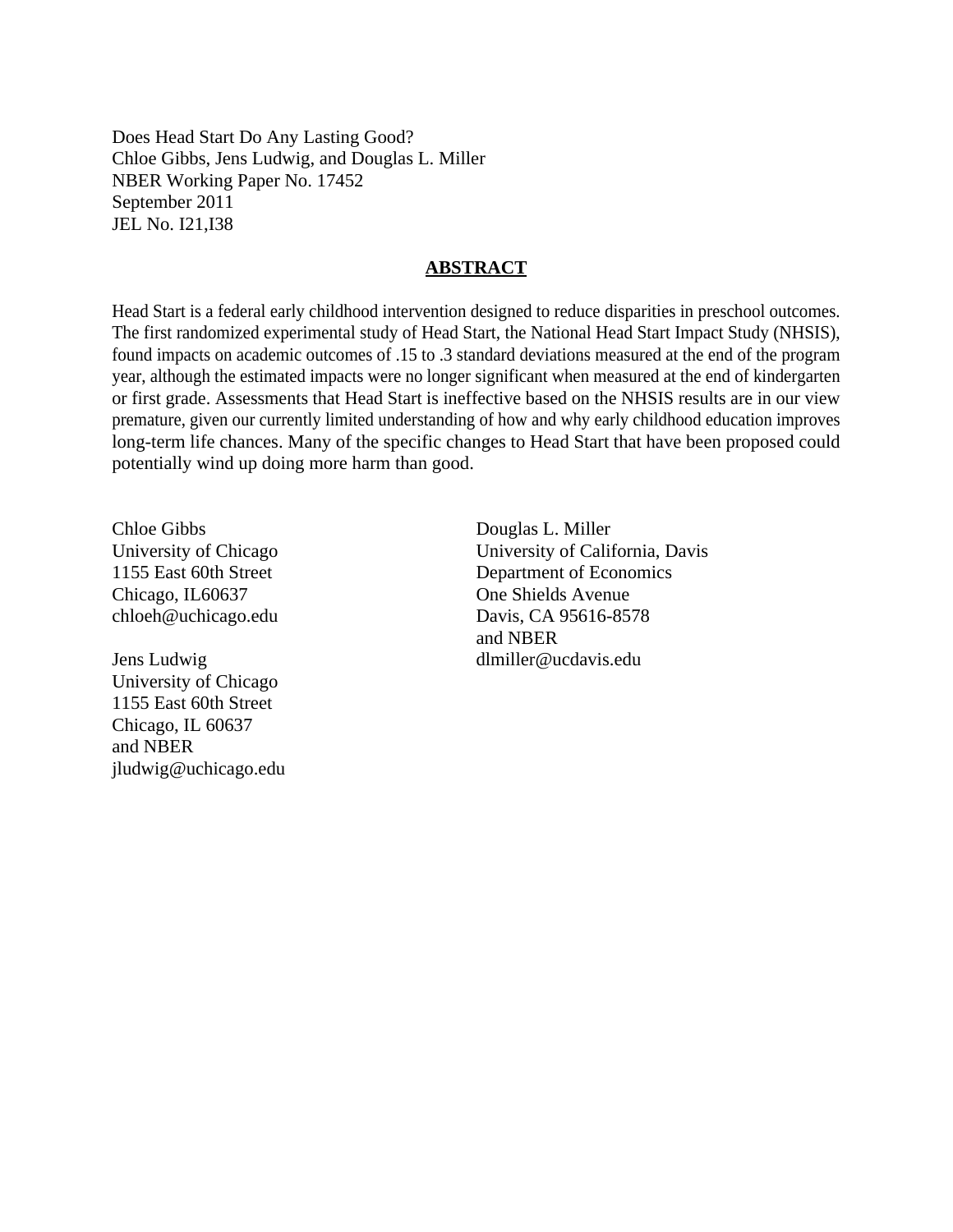Does Head Start Do Any Lasting Good?
Chloe Gibbs, Jens Ludwig, and Douglas L. Miller
NBER Working Paper No. 17452
September 2011
JEL No. I21,I38

## ABSTRACT

Head Start is a federal early childhood intervention designed to reduce disparities in preschool outcomes. The first randomized experimental study of Head Start, the National Head Start Impact Study (NHSIS), found impacts on academic outcomes of .15 to .3 standard deviations measured at the end of the program year, although the estimated impacts were no longer significant when measured at the end of kindergarten or first grade. Assessments that Head Start is ineffective based on the NHSIS results are in our view premature, given our currently limited understanding of how and why early childhood education improves long-term life chances. Many of the specific changes to Head Start that have been proposed could potentially wind up doing more harm than good.

Chloe Gibbs
University of Chicago
1155 East 60th Street
Chicago, IL60637
chloeh@uchicago.edu

Jens Ludwig
University of Chicago
1155 East 60th Street
Chicago, IL 60637
and NBER
jludwig@uchicago.edu

Douglas L. Miller
University of California, Davis
Department of Economics
One Shields Avenue
Davis, CA 95616-8578
and NBER
dlmiller@ucdavis.edu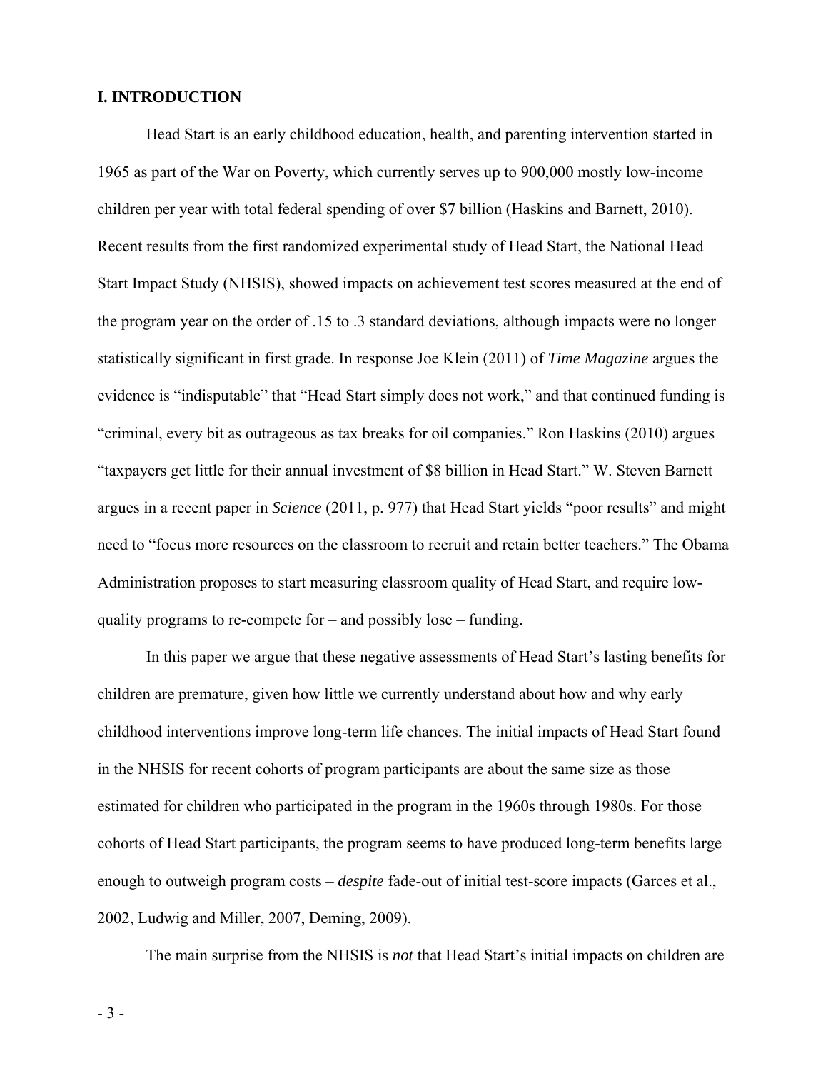## I. INTRODUCTION

Head Start is an early childhood education, health, and parenting intervention started in 1965 as part of the War on Poverty, which currently serves up to 900,000 mostly low-income children per year with total federal spending of over $7 billion (Haskins and Barnett, 2010). Recent results from the first randomized experimental study of Head Start, the National Head Start Impact Study (NHSIS), showed impacts on achievement test scores measured at the end of the program year on the order of .15 to .3 standard deviations, although impacts were no longer statistically significant in first grade. In response Joe Klein (2011) of *Time Magazine* argues the evidence is "indisputable" that "Head Start simply does not work," and that continued funding is "criminal, every bit as outrageous as tax breaks for oil companies." Ron Haskins (2010) argues "taxpayers get little for their annual investment of $8 billion in Head Start." W. Steven Barnett argues in a recent paper in *Science* (2011, p. 977) that Head Start yields "poor results" and might need to "focus more resources on the classroom to recruit and retain better teachers." The Obama Administration proposes to start measuring classroom quality of Head Start, and require low-quality programs to re-compete for – and possibly lose – funding.

In this paper we argue that these negative assessments of Head Start's lasting benefits for children are premature, given how little we currently understand about how and why early childhood interventions improve long-term life chances. The initial impacts of Head Start found in the NHSIS for recent cohorts of program participants are about the same size as those estimated for children who participated in the program in the 1960s through 1980s. For those cohorts of Head Start participants, the program seems to have produced long-term benefits large enough to outweigh program costs – *despite* fade-out of initial test-score impacts (Garces et al., 2002, Ludwig and Miller, 2007, Deming, 2009).

The main surprise from the NHSIS is *not* that Head Start's initial impacts on children are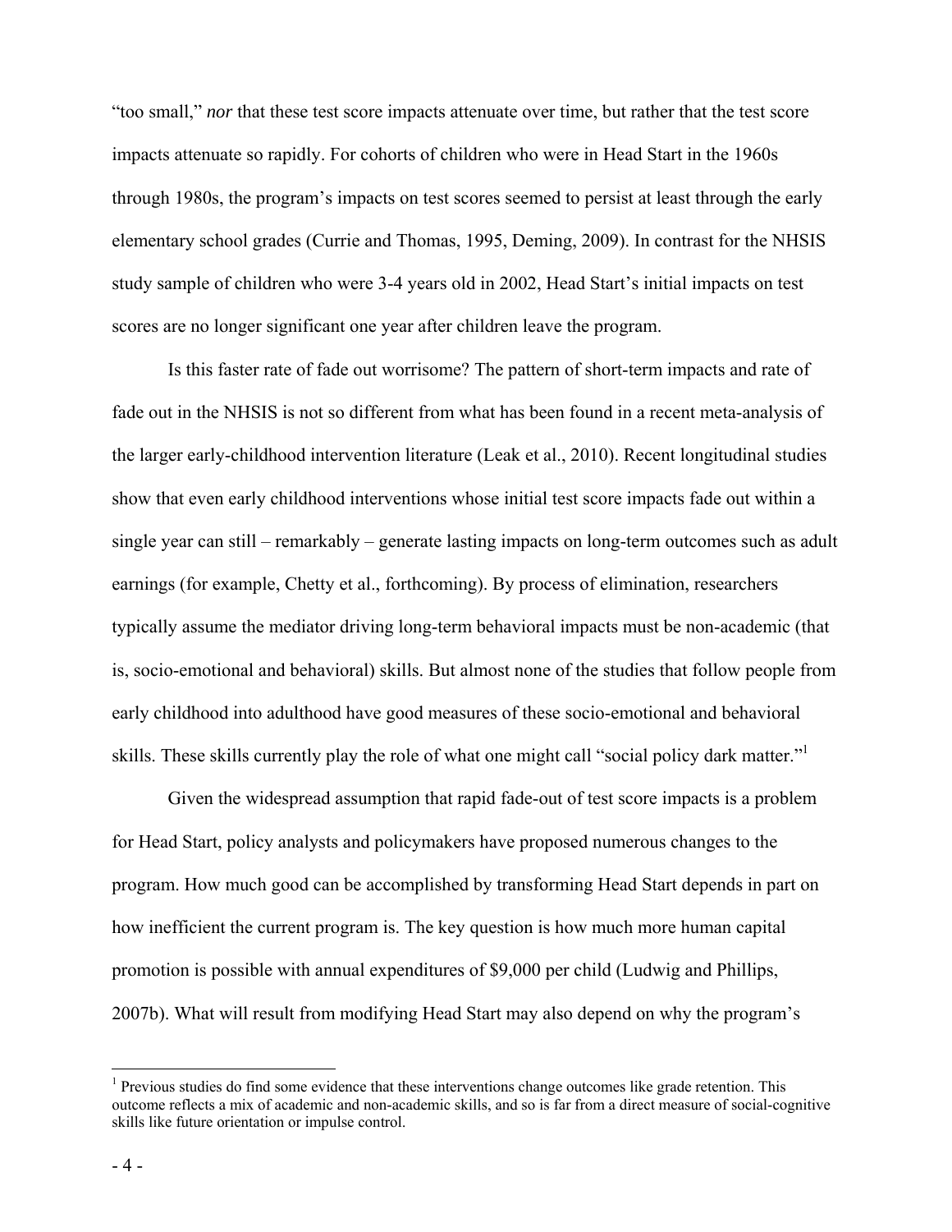"too small," *nor* that these test score impacts attenuate over time, but rather that the test score impacts attenuate so rapidly. For cohorts of children who were in Head Start in the 1960s through 1980s, the program's impacts on test scores seemed to persist at least through the early elementary school grades (Currie and Thomas, 1995, Deming, 2009). In contrast for the NHSIS study sample of children who were 3-4 years old in 2002, Head Start's initial impacts on test scores are no longer significant one year after children leave the program.

Is this faster rate of fade out worrisome? The pattern of short-term impacts and rate of fade out in the NHSIS is not so different from what has been found in a recent meta-analysis of the larger early-childhood intervention literature (Leak et al., 2010). Recent longitudinal studies show that even early childhood interventions whose initial test score impacts fade out within a single year can still – remarkably – generate lasting impacts on long-term outcomes such as adult earnings (for example, Chetty et al., forthcoming). By process of elimination, researchers typically assume the mediator driving long-term behavioral impacts must be non-academic (that is, socio-emotional and behavioral) skills. But almost none of the studies that follow people from early childhood into adulthood have good measures of these socio-emotional and behavioral skills. These skills currently play the role of what one might call "social policy dark matter."[1]

Given the widespread assumption that rapid fade-out of test score impacts is a problem for Head Start, policy analysts and policymakers have proposed numerous changes to the program. How much good can be accomplished by transforming Head Start depends in part on how inefficient the current program is. The key question is how much more human capital promotion is possible with annual expenditures of $9,000 per child (Ludwig and Phillips, 2007b). What will result from modifying Head Start may also depend on why the program's

[1] Previous studies do find some evidence that these interventions change outcomes like grade retention. This outcome reflects a mix of academic and non-academic skills, and so is far from a direct measure of social-cognitive skills like future orientation or impulse control.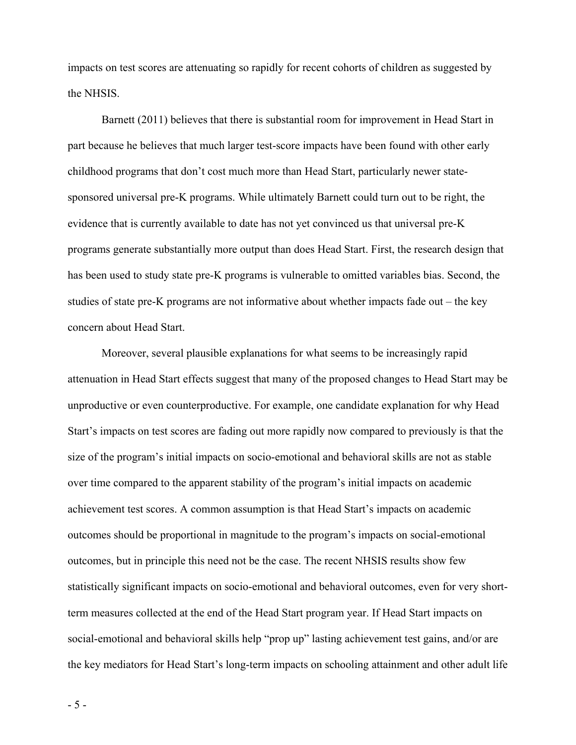impacts on test scores are attenuating so rapidly for recent cohorts of children as suggested by the NHSIS.

Barnett (2011) believes that there is substantial room for improvement in Head Start in part because he believes that much larger test-score impacts have been found with other early childhood programs that don't cost much more than Head Start, particularly newer state-sponsored universal pre-K programs. While ultimately Barnett could turn out to be right, the evidence that is currently available to date has not yet convinced us that universal pre-K programs generate substantially more output than does Head Start. First, the research design that has been used to study state pre-K programs is vulnerable to omitted variables bias. Second, the studies of state pre-K programs are not informative about whether impacts fade out – the key concern about Head Start.

Moreover, several plausible explanations for what seems to be increasingly rapid attenuation in Head Start effects suggest that many of the proposed changes to Head Start may be unproductive or even counterproductive. For example, one candidate explanation for why Head Start's impacts on test scores are fading out more rapidly now compared to previously is that the size of the program's initial impacts on socio-emotional and behavioral skills are not as stable over time compared to the apparent stability of the program's initial impacts on academic achievement test scores. A common assumption is that Head Start's impacts on academic outcomes should be proportional in magnitude to the program's impacts on social-emotional outcomes, but in principle this need not be the case. The recent NHSIS results show few statistically significant impacts on socio-emotional and behavioral outcomes, even for very short-term measures collected at the end of the Head Start program year. If Head Start impacts on social-emotional and behavioral skills help "prop up" lasting achievement test gains, and/or are the key mediators for Head Start's long-term impacts on schooling attainment and other adult life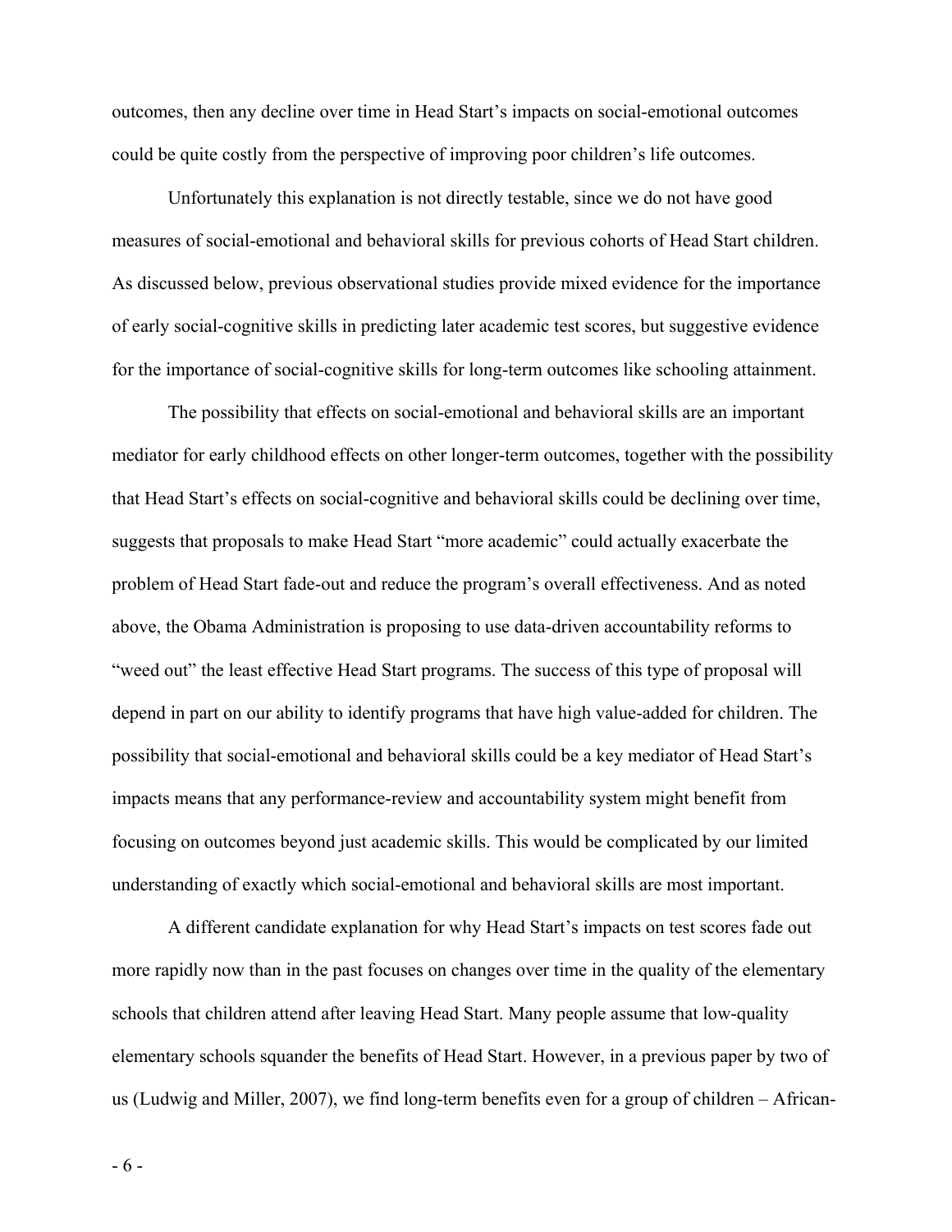outcomes, then any decline over time in Head Start's impacts on social-emotional outcomes could be quite costly from the perspective of improving poor children's life outcomes.

Unfortunately this explanation is not directly testable, since we do not have good measures of social-emotional and behavioral skills for previous cohorts of Head Start children. As discussed below, previous observational studies provide mixed evidence for the importance of early social-cognitive skills in predicting later academic test scores, but suggestive evidence for the importance of social-cognitive skills for long-term outcomes like schooling attainment.

The possibility that effects on social-emotional and behavioral skills are an important mediator for early childhood effects on other longer-term outcomes, together with the possibility that Head Start's effects on social-cognitive and behavioral skills could be declining over time, suggests that proposals to make Head Start "more academic" could actually exacerbate the problem of Head Start fade-out and reduce the program's overall effectiveness. And as noted above, the Obama Administration is proposing to use data-driven accountability reforms to "weed out" the least effective Head Start programs. The success of this type of proposal will depend in part on our ability to identify programs that have high value-added for children. The possibility that social-emotional and behavioral skills could be a key mediator of Head Start's impacts means that any performance-review and accountability system might benefit from focusing on outcomes beyond just academic skills. This would be complicated by our limited understanding of exactly which social-emotional and behavioral skills are most important.

A different candidate explanation for why Head Start's impacts on test scores fade out more rapidly now than in the past focuses on changes over time in the quality of the elementary schools that children attend after leaving Head Start. Many people assume that low-quality elementary schools squander the benefits of Head Start. However, in a previous paper by two of us (Ludwig and Miller, 2007), we find long-term benefits even for a group of children – African-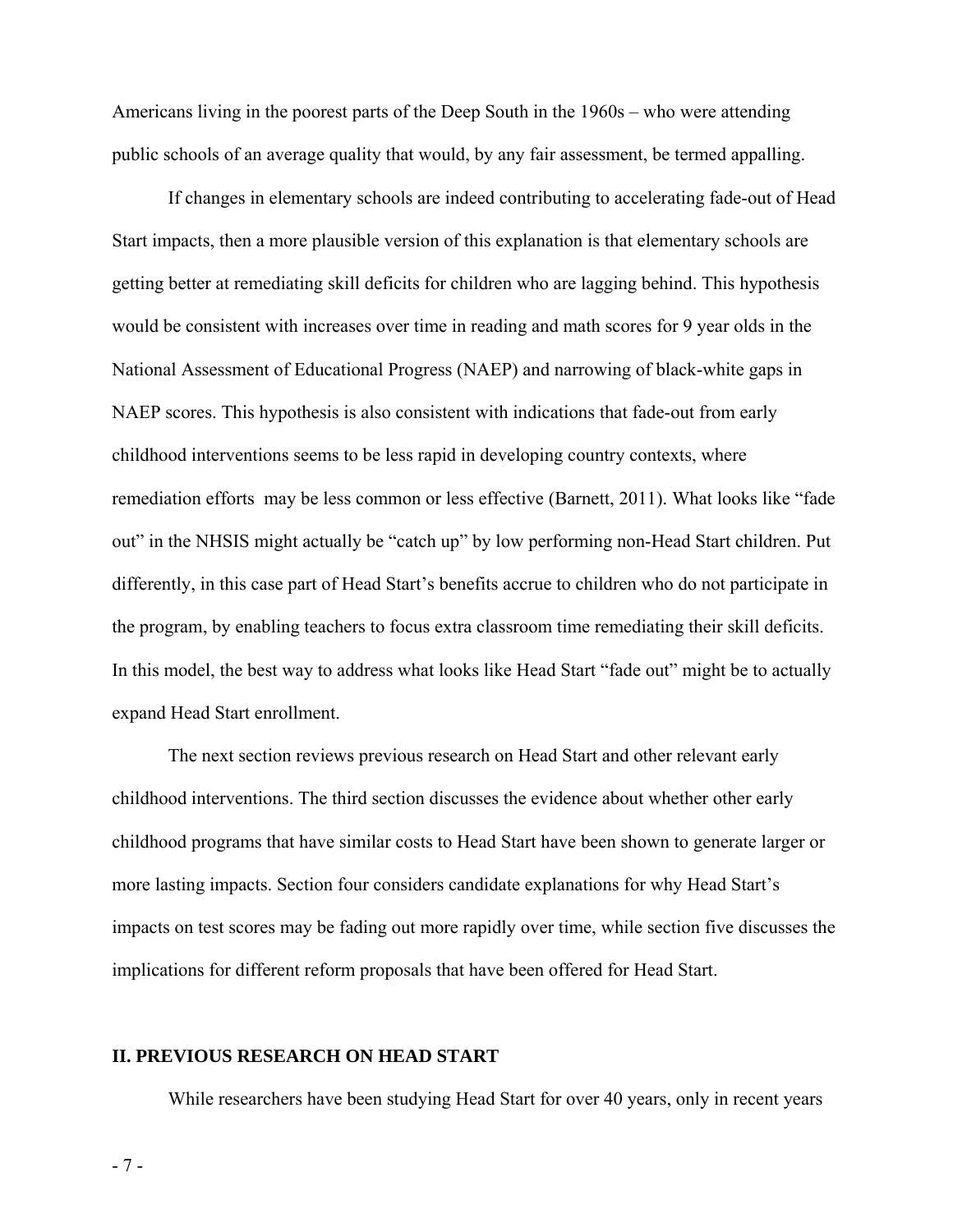Americans living in the poorest parts of the Deep South in the 1960s – who were attending public schools of an average quality that would, by any fair assessment, be termed appalling.

If changes in elementary schools are indeed contributing to accelerating fade-out of Head Start impacts, then a more plausible version of this explanation is that elementary schools are getting better at remediating skill deficits for children who are lagging behind. This hypothesis would be consistent with increases over time in reading and math scores for 9 year olds in the National Assessment of Educational Progress (NAEP) and narrowing of black-white gaps in NAEP scores. This hypothesis is also consistent with indications that fade-out from early childhood interventions seems to be less rapid in developing country contexts, where remediation efforts may be less common or less effective (Barnett, 2011). What looks like "fade out" in the NHSIS might actually be "catch up" by low performing non-Head Start children. Put differently, in this case part of Head Start's benefits accrue to children who do not participate in the program, by enabling teachers to focus extra classroom time remediating their skill deficits. In this model, the best way to address what looks like Head Start "fade out" might be to actually expand Head Start enrollment.

The next section reviews previous research on Head Start and other relevant early childhood interventions. The third section discusses the evidence about whether other early childhood programs that have similar costs to Head Start have been shown to generate larger or more lasting impacts. Section four considers candidate explanations for why Head Start's impacts on test scores may be fading out more rapidly over time, while section five discusses the implications for different reform proposals that have been offered for Head Start.

## II. PREVIOUS RESEARCH ON HEAD START

While researchers have been studying Head Start for over 40 years, only in recent years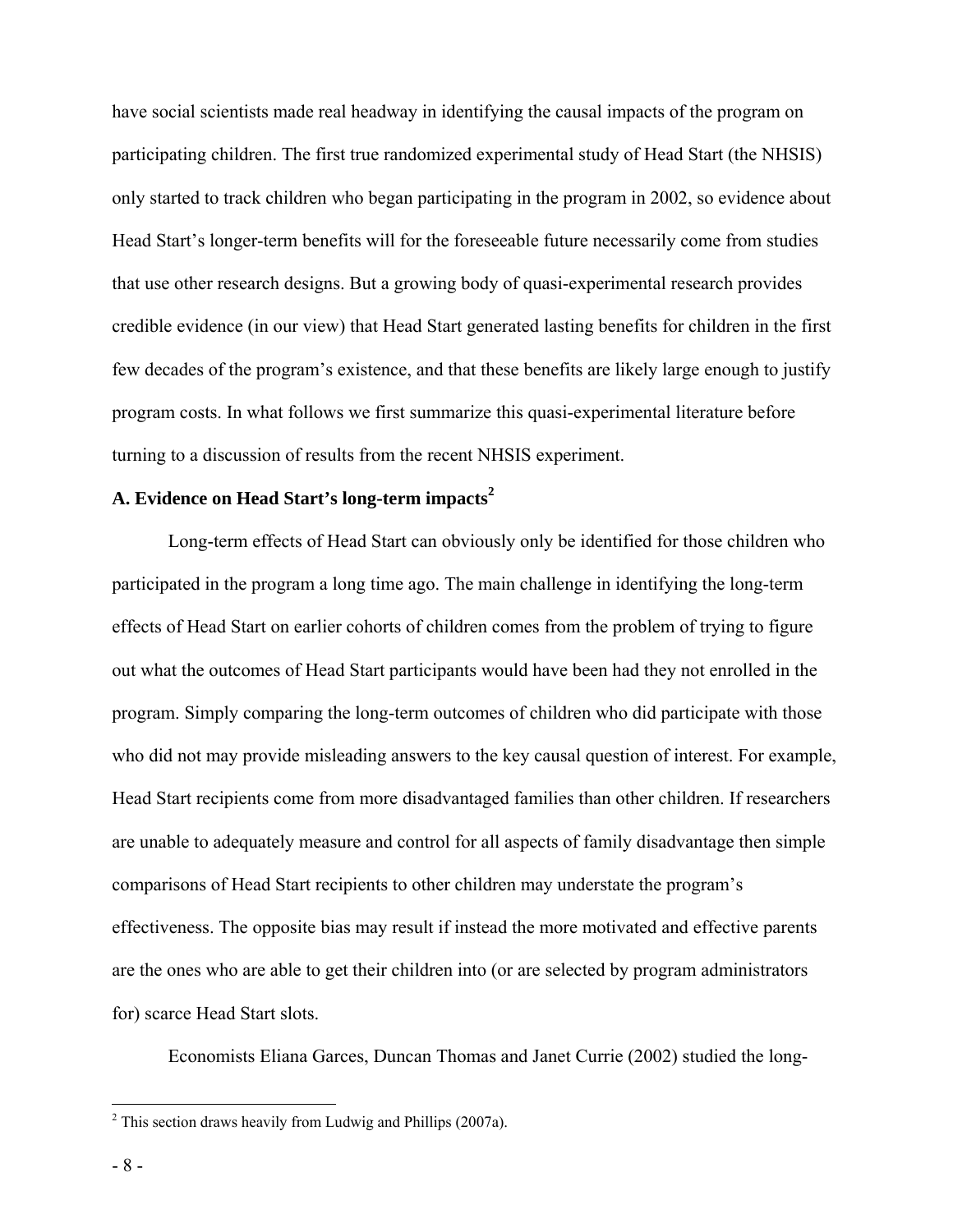have social scientists made real headway in identifying the causal impacts of the program on participating children. The first true randomized experimental study of Head Start (the NHSIS) only started to track children who began participating in the program in 2002, so evidence about Head Start's longer-term benefits will for the foreseeable future necessarily come from studies that use other research designs. But a growing body of quasi-experimental research provides credible evidence (in our view) that Head Start generated lasting benefits for children in the first few decades of the program's existence, and that these benefits are likely large enough to justify program costs. In what follows we first summarize this quasi-experimental literature before turning to a discussion of results from the recent NHSIS experiment.

### A. Evidence on Head Start's long-term impacts[2]

Long-term effects of Head Start can obviously only be identified for those children who participated in the program a long time ago. The main challenge in identifying the long-term effects of Head Start on earlier cohorts of children comes from the problem of trying to figure out what the outcomes of Head Start participants would have been had they not enrolled in the program. Simply comparing the long-term outcomes of children who did participate with those who did not may provide misleading answers to the key causal question of interest. For example, Head Start recipients come from more disadvantaged families than other children. If researchers are unable to adequately measure and control for all aspects of family disadvantage then simple comparisons of Head Start recipients to other children may understate the program's effectiveness. The opposite bias may result if instead the more motivated and effective parents are the ones who are able to get their children into (or are selected by program administrators for) scarce Head Start slots.

Economists Eliana Garces, Duncan Thomas and Janet Currie (2002) studied the long-

[2] This section draws heavily from Ludwig and Phillips (2007a).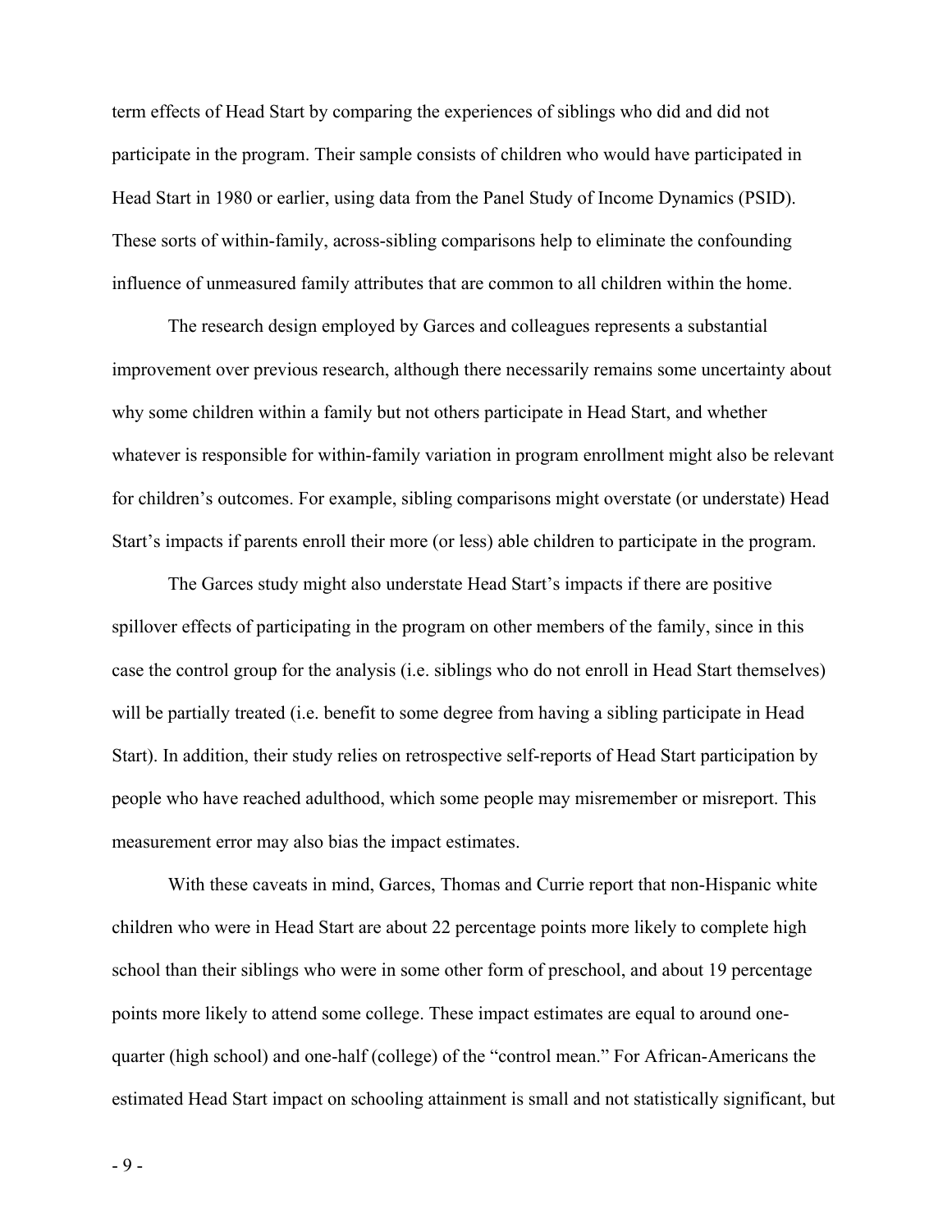term effects of Head Start by comparing the experiences of siblings who did and did not participate in the program. Their sample consists of children who would have participated in Head Start in 1980 or earlier, using data from the Panel Study of Income Dynamics (PSID). These sorts of within-family, across-sibling comparisons help to eliminate the confounding influence of unmeasured family attributes that are common to all children within the home.

The research design employed by Garces and colleagues represents a substantial improvement over previous research, although there necessarily remains some uncertainty about why some children within a family but not others participate in Head Start, and whether whatever is responsible for within-family variation in program enrollment might also be relevant for children's outcomes. For example, sibling comparisons might overstate (or understate) Head Start's impacts if parents enroll their more (or less) able children to participate in the program.

The Garces study might also understate Head Start's impacts if there are positive spillover effects of participating in the program on other members of the family, since in this case the control group for the analysis (i.e. siblings who do not enroll in Head Start themselves) will be partially treated (i.e. benefit to some degree from having a sibling participate in Head Start). In addition, their study relies on retrospective self-reports of Head Start participation by people who have reached adulthood, which some people may misremember or misreport. This measurement error may also bias the impact estimates.

With these caveats in mind, Garces, Thomas and Currie report that non-Hispanic white children who were in Head Start are about 22 percentage points more likely to complete high school than their siblings who were in some other form of preschool, and about 19 percentage points more likely to attend some college. These impact estimates are equal to around one-quarter (high school) and one-half (college) of the "control mean." For African-Americans the estimated Head Start impact on schooling attainment is small and not statistically significant, but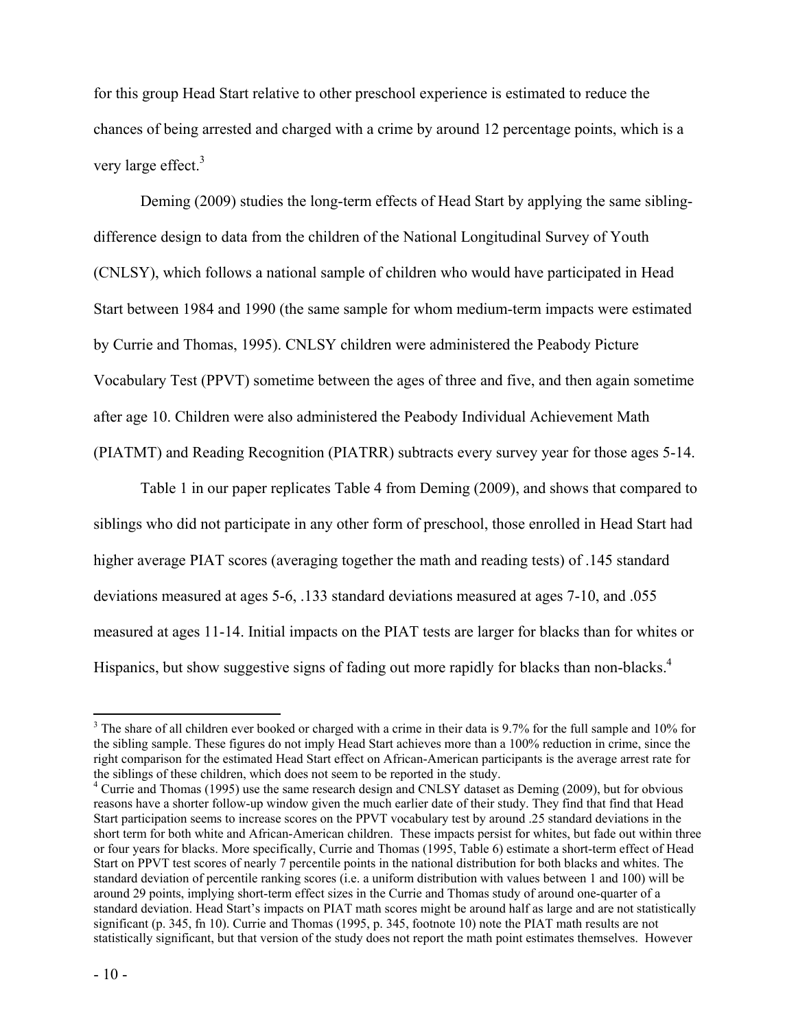for this group Head Start relative to other preschool experience is estimated to reduce the chances of being arrested and charged with a crime by around 12 percentage points, which is a very large effect.[3]

Deming (2009) studies the long-term effects of Head Start by applying the same sibling-difference design to data from the children of the National Longitudinal Survey of Youth (CNLSY), which follows a national sample of children who would have participated in Head Start between 1984 and 1990 (the same sample for whom medium-term impacts were estimated by Currie and Thomas, 1995). CNLSY children were administered the Peabody Picture Vocabulary Test (PPVT) sometime between the ages of three and five, and then again sometime after age 10. Children were also administered the Peabody Individual Achievement Math (PIATMT) and Reading Recognition (PIATRR) subtracts every survey year for those ages 5-14.

Table 1 in our paper replicates Table 4 from Deming (2009), and shows that compared to siblings who did not participate in any other form of preschool, those enrolled in Head Start had higher average PIAT scores (averaging together the math and reading tests) of .145 standard deviations measured at ages 5-6, .133 standard deviations measured at ages 7-10, and .055 measured at ages 11-14. Initial impacts on the PIAT tests are larger for blacks than for whites or Hispanics, but show suggestive signs of fading out more rapidly for blacks than non-blacks.[4]

---

[3] The share of all children ever booked or charged with a crime in their data is 9.7% for the full sample and 10% for the sibling sample. These figures do not imply Head Start achieves more than a 100% reduction in crime, since the right comparison for the estimated Head Start effect on African-American participants is the average arrest rate for the siblings of these children, which does not seem to be reported in the study.

[4] Currie and Thomas (1995) use the same research design and CNLSY dataset as Deming (2009), but for obvious reasons have a shorter follow-up window given the much earlier date of their study. They find that find that Head Start participation seems to increase scores on the PPVT vocabulary test by around .25 standard deviations in the short term for both white and African-American children. These impacts persist for whites, but fade out within three or four years for blacks. More specifically, Currie and Thomas (1995, Table 6) estimate a short-term effect of Head Start on PPVT test scores of nearly 7 percentile points in the national distribution for both blacks and whites. The standard deviation of percentile ranking scores (i.e. a uniform distribution with values between 1 and 100) will be around 29 points, implying short-term effect sizes in the Currie and Thomas study of around one-quarter of a standard deviation. Head Start's impacts on PIAT math scores might be around half as large and are not statistically significant (p. 345, fn 10). Currie and Thomas (1995, p. 345, footnote 10) note the PIAT math results are not statistically significant, but that version of the study does not report the math point estimates themselves. However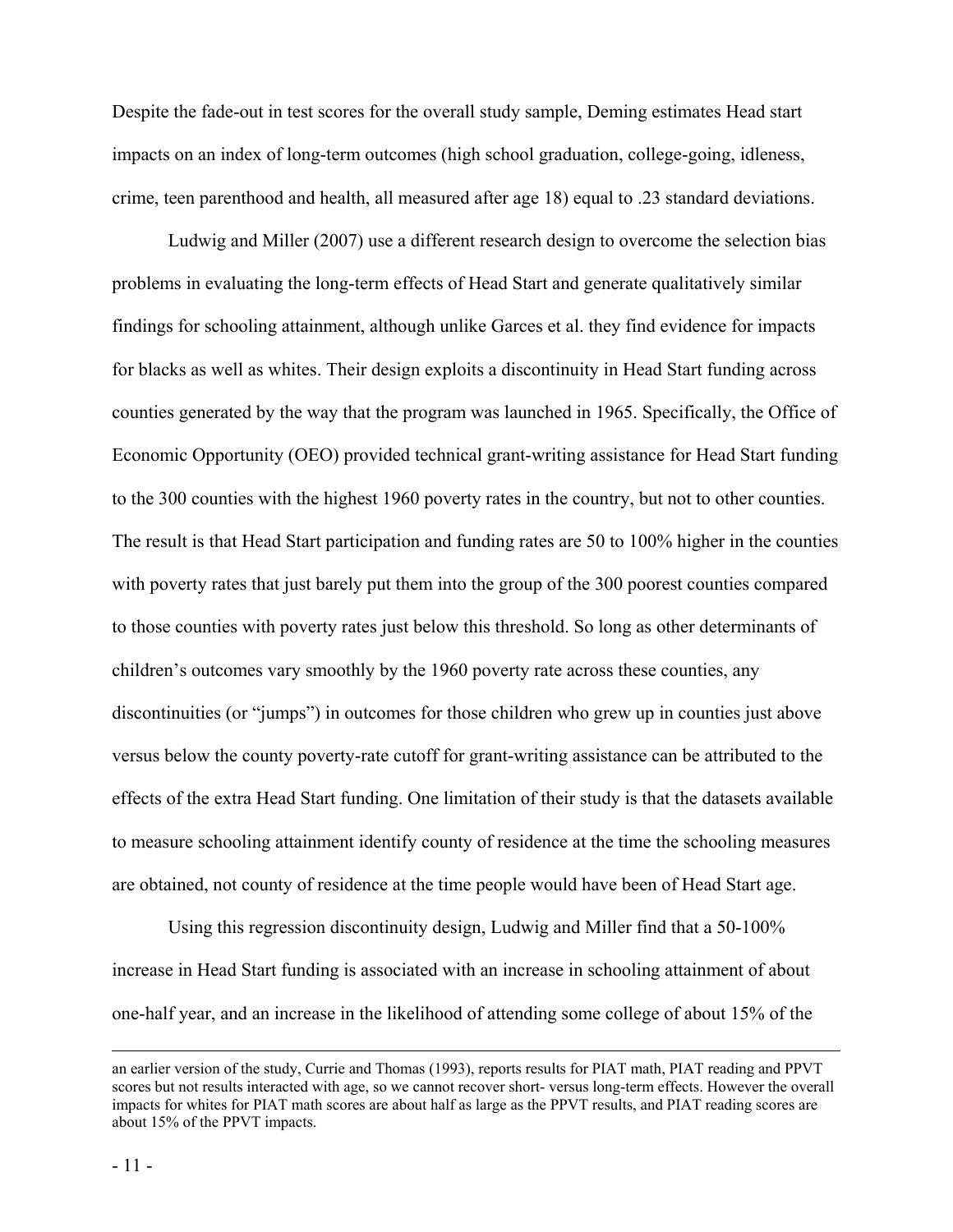Despite the fade-out in test scores for the overall study sample, Deming estimates Head start impacts on an index of long-term outcomes (high school graduation, college-going, idleness, crime, teen parenthood and health, all measured after age 18) equal to .23 standard deviations.

Ludwig and Miller (2007) use a different research design to overcome the selection bias problems in evaluating the long-term effects of Head Start and generate qualitatively similar findings for schooling attainment, although unlike Garces et al. they find evidence for impacts for blacks as well as whites. Their design exploits a discontinuity in Head Start funding across counties generated by the way that the program was launched in 1965. Specifically, the Office of Economic Opportunity (OEO) provided technical grant-writing assistance for Head Start funding to the 300 counties with the highest 1960 poverty rates in the country, but not to other counties. The result is that Head Start participation and funding rates are 50 to 100% higher in the counties with poverty rates that just barely put them into the group of the 300 poorest counties compared to those counties with poverty rates just below this threshold. So long as other determinants of children's outcomes vary smoothly by the 1960 poverty rate across these counties, any discontinuities (or "jumps") in outcomes for those children who grew up in counties just above versus below the county poverty-rate cutoff for grant-writing assistance can be attributed to the effects of the extra Head Start funding. One limitation of their study is that the datasets available to measure schooling attainment identify county of residence at the time the schooling measures are obtained, not county of residence at the time people would have been of Head Start age.

Using this regression discontinuity design, Ludwig and Miller find that a 50-100% increase in Head Start funding is associated with an increase in schooling attainment of about one-half year, and an increase in the likelihood of attending some college of about 15% of the

---

an earlier version of the study, Currie and Thomas (1993), reports results for PIAT math, PIAT reading and PPVT scores but not results interacted with age, so we cannot recover short- versus long-term effects. However the overall impacts for whites for PIAT math scores are about half as large as the PPVT results, and PIAT reading scores are about 15% of the PPVT impacts.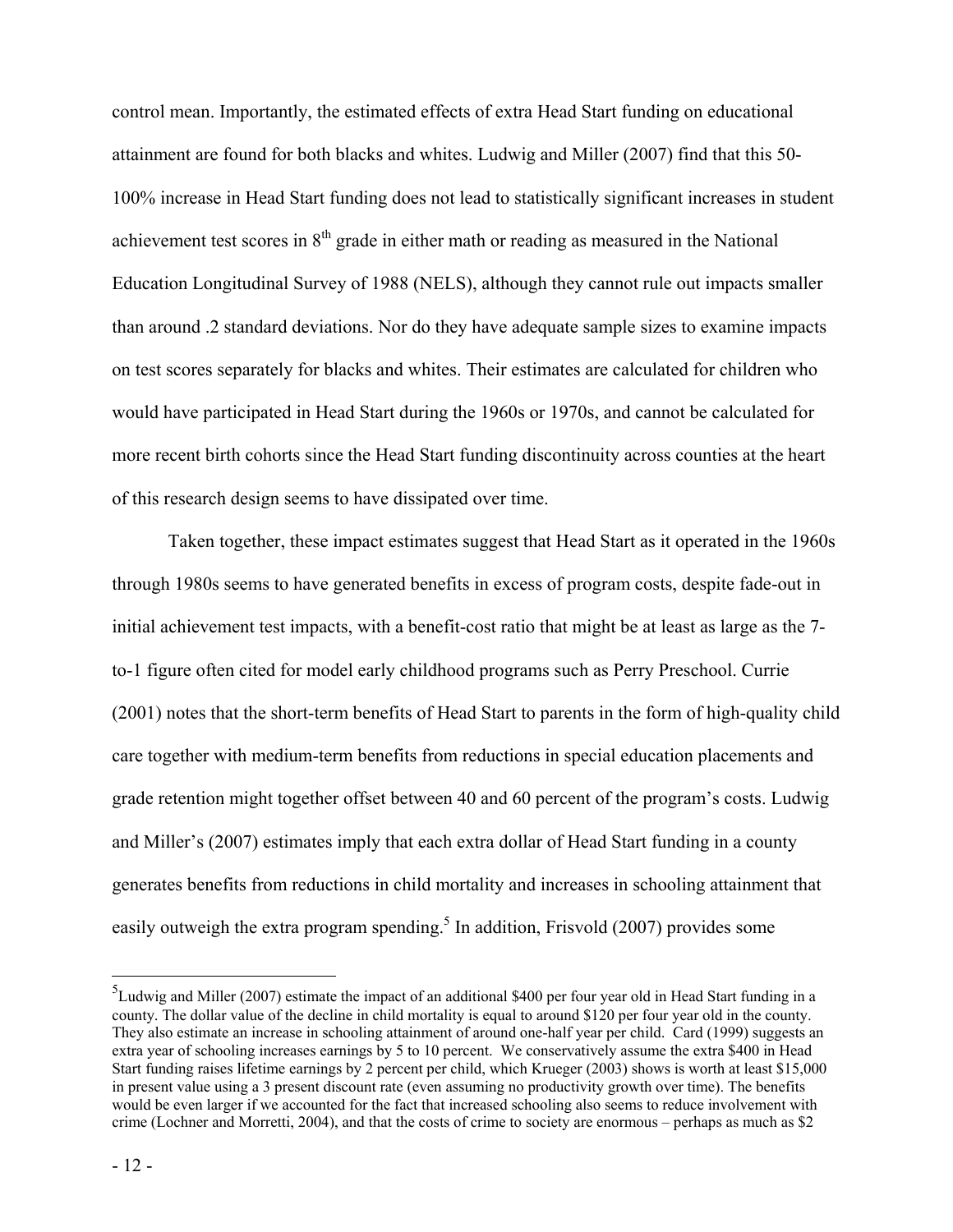control mean. Importantly, the estimated effects of extra Head Start funding on educational attainment are found for both blacks and whites. Ludwig and Miller (2007) find that this 50-100% increase in Head Start funding does not lead to statistically significant increases in student achievement test scores in 8th grade in either math or reading as measured in the National Education Longitudinal Survey of 1988 (NELS), although they cannot rule out impacts smaller than around .2 standard deviations. Nor do they have adequate sample sizes to examine impacts on test scores separately for blacks and whites. Their estimates are calculated for children who would have participated in Head Start during the 1960s or 1970s, and cannot be calculated for more recent birth cohorts since the Head Start funding discontinuity across counties at the heart of this research design seems to have dissipated over time.

Taken together, these impact estimates suggest that Head Start as it operated in the 1960s through 1980s seems to have generated benefits in excess of program costs, despite fade-out in initial achievement test impacts, with a benefit-cost ratio that might be at least as large as the 7-to-1 figure often cited for model early childhood programs such as Perry Preschool. Currie (2001) notes that the short-term benefits of Head Start to parents in the form of high-quality child care together with medium-term benefits from reductions in special education placements and grade retention might together offset between 40 and 60 percent of the program's costs. Ludwig and Miller's (2007) estimates imply that each extra dollar of Head Start funding in a county generates benefits from reductions in child mortality and increases in schooling attainment that easily outweigh the extra program spending.[5] In addition, Frisvold (2007) provides some

---

[5] Ludwig and Miller (2007) estimate the impact of an additional $400 per four year old in Head Start funding in a county. The dollar value of the decline in child mortality is equal to around $120 per four year old in the county. They also estimate an increase in schooling attainment of around one-half year per child. Card (1999) suggests an extra year of schooling increases earnings by 5 to 10 percent. We conservatively assume the extra $400 in Head Start funding raises lifetime earnings by 2 percent per child, which Krueger (2003) shows is worth at least $15,000 in present value using a 3 present discount rate (even assuming no productivity growth over time). The benefits would be even larger if we accounted for the fact that increased schooling also seems to reduce involvement with crime (Lochner and Morretti, 2004), and that the costs of crime to society are enormous – perhaps as much as $2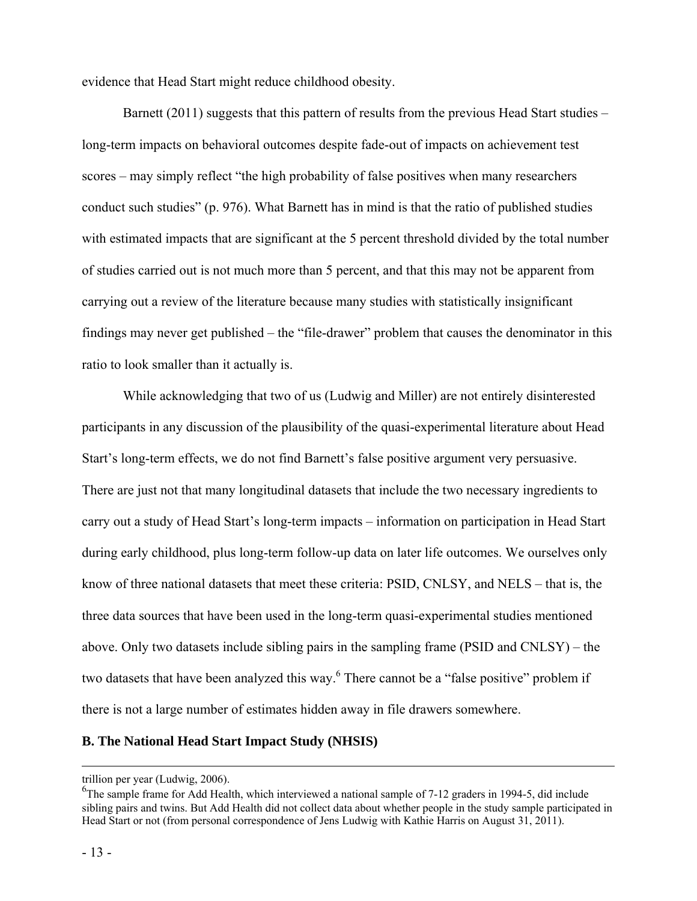evidence that Head Start might reduce childhood obesity.

Barnett (2011) suggests that this pattern of results from the previous Head Start studies – long-term impacts on behavioral outcomes despite fade-out of impacts on achievement test scores – may simply reflect "the high probability of false positives when many researchers conduct such studies" (p. 976). What Barnett has in mind is that the ratio of published studies with estimated impacts that are significant at the 5 percent threshold divided by the total number of studies carried out is not much more than 5 percent, and that this may not be apparent from carrying out a review of the literature because many studies with statistically insignificant findings may never get published – the "file-drawer" problem that causes the denominator in this ratio to look smaller than it actually is.

While acknowledging that two of us (Ludwig and Miller) are not entirely disinterested participants in any discussion of the plausibility of the quasi-experimental literature about Head Start's long-term effects, we do not find Barnett's false positive argument very persuasive. There are just not that many longitudinal datasets that include the two necessary ingredients to carry out a study of Head Start's long-term impacts – information on participation in Head Start during early childhood, plus long-term follow-up data on later life outcomes. We ourselves only know of three national datasets that meet these criteria: PSID, CNLSY, and NELS – that is, the three data sources that have been used in the long-term quasi-experimental studies mentioned above. Only two datasets include sibling pairs in the sampling frame (PSID and CNLSY) – the two datasets that have been analyzed this way.[6] There cannot be a "false positive" problem if there is not a large number of estimates hidden away in file drawers somewhere.

## B. The National Head Start Impact Study (NHSIS)

---

trillion per year (Ludwig, 2006).

[6] The sample frame for Add Health, which interviewed a national sample of 7-12 graders in 1994-5, did include sibling pairs and twins. But Add Health did not collect data about whether people in the study sample participated in Head Start or not (from personal correspondence of Jens Ludwig with Kathie Harris on August 31, 2011).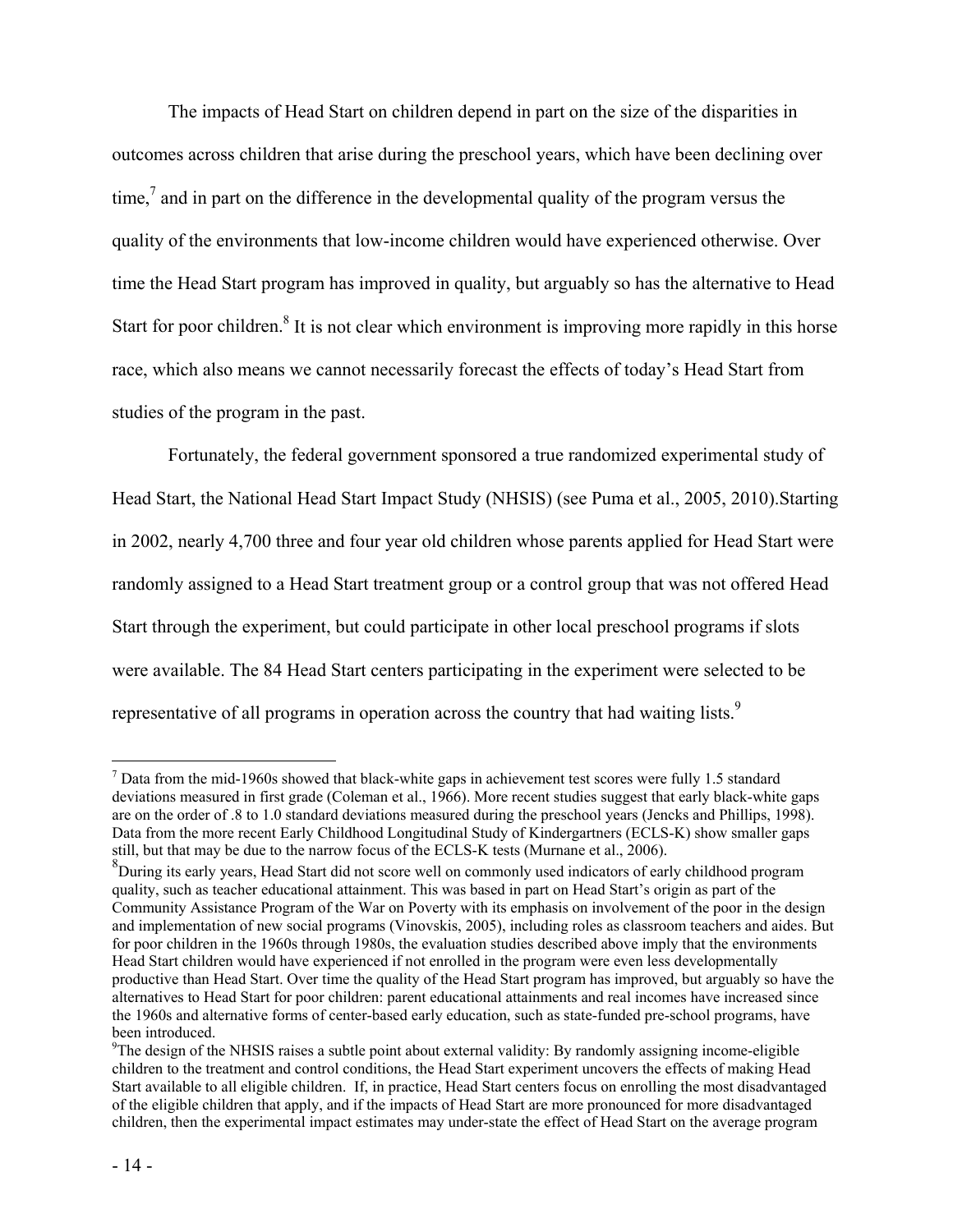The impacts of Head Start on children depend in part on the size of the disparities in outcomes across children that arise during the preschool years, which have been declining over time,[7] and in part on the difference in the developmental quality of the program versus the quality of the environments that low-income children would have experienced otherwise. Over time the Head Start program has improved in quality, but arguably so has the alternative to Head Start for poor children.[8] It is not clear which environment is improving more rapidly in this horse race, which also means we cannot necessarily forecast the effects of today's Head Start from studies of the program in the past.

Fortunately, the federal government sponsored a true randomized experimental study of Head Start, the National Head Start Impact Study (NHSIS) (see Puma et al., 2005, 2010).Starting in 2002, nearly 4,700 three and four year old children whose parents applied for Head Start were randomly assigned to a Head Start treatment group or a control group that was not offered Head Start through the experiment, but could participate in other local preschool programs if slots were available. The 84 Head Start centers participating in the experiment were selected to be representative of all programs in operation across the country that had waiting lists.[9]

---

[7] Data from the mid-1960s showed that black-white gaps in achievement test scores were fully 1.5 standard deviations measured in first grade (Coleman et al., 1966). More recent studies suggest that early black-white gaps are on the order of .8 to 1.0 standard deviations measured during the preschool years (Jencks and Phillips, 1998). Data from the more recent Early Childhood Longitudinal Study of Kindergartners (ECLS-K) show smaller gaps still, but that may be due to the narrow focus of the ECLS-K tests (Murnane et al., 2006).

[8] During its early years, Head Start did not score well on commonly used indicators of early childhood program quality, such as teacher educational attainment. This was based in part on Head Start's origin as part of the Community Assistance Program of the War on Poverty with its emphasis on involvement of the poor in the design and implementation of new social programs (Vinovskis, 2005), including roles as classroom teachers and aides. But for poor children in the 1960s through 1980s, the evaluation studies described above imply that the environments Head Start children would have experienced if not enrolled in the program were even less developmentally productive than Head Start. Over time the quality of the Head Start program has improved, but arguably so have the alternatives to Head Start for poor children: parent educational attainments and real incomes have increased since the 1960s and alternative forms of center-based early education, such as state-funded pre-school programs, have been introduced.

[9] The design of the NHSIS raises a subtle point about external validity: By randomly assigning income-eligible children to the treatment and control conditions, the Head Start experiment uncovers the effects of making Head Start available to all eligible children. If, in practice, Head Start centers focus on enrolling the most disadvantaged of the eligible children that apply, and if the impacts of Head Start are more pronounced for more disadvantaged children, then the experimental impact estimates may under-state the effect of Head Start on the average program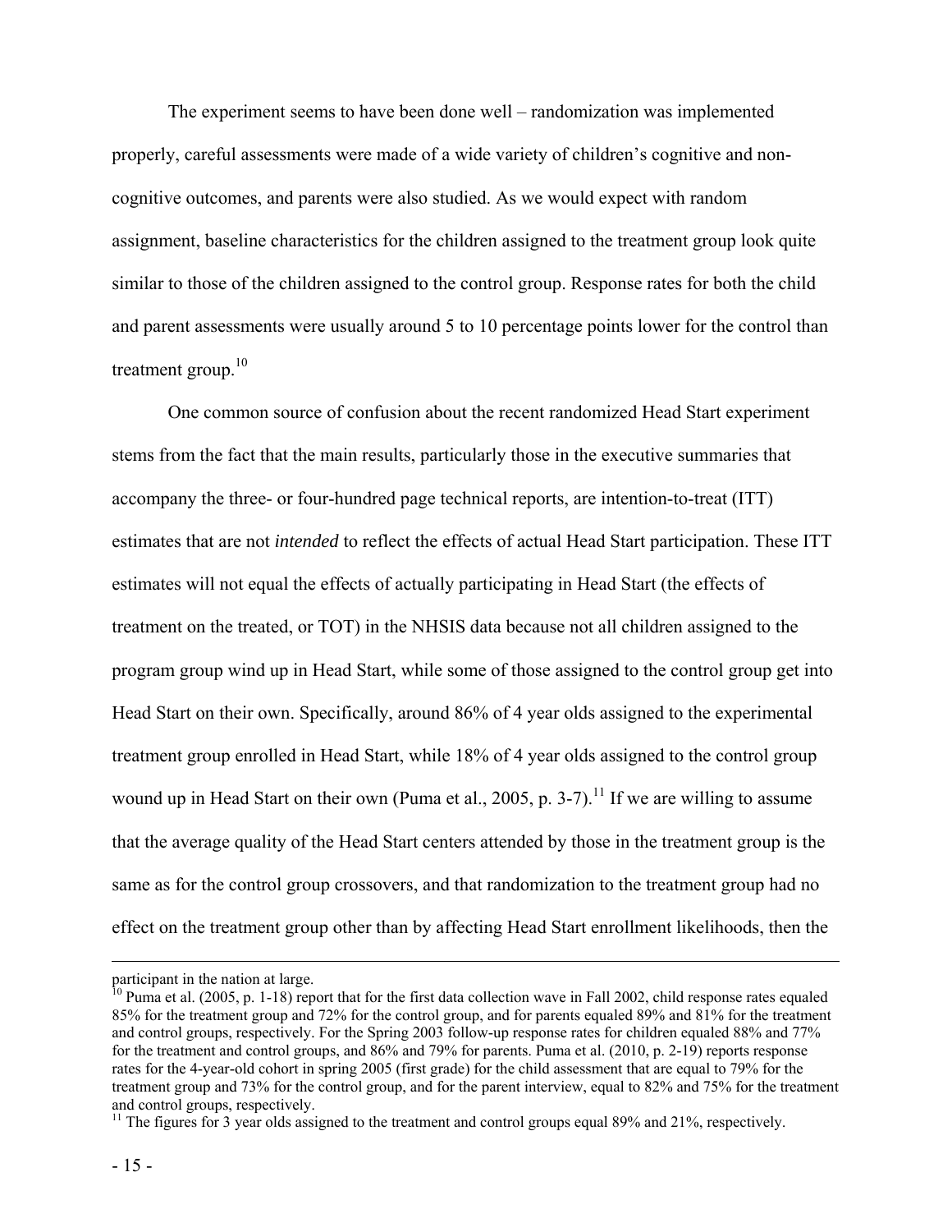The experiment seems to have been done well – randomization was implemented properly, careful assessments were made of a wide variety of children's cognitive and non-cognitive outcomes, and parents were also studied. As we would expect with random assignment, baseline characteristics for the children assigned to the treatment group look quite similar to those of the children assigned to the control group. Response rates for both the child and parent assessments were usually around 5 to 10 percentage points lower for the control than treatment group.[10]

One common source of confusion about the recent randomized Head Start experiment stems from the fact that the main results, particularly those in the executive summaries that accompany the three- or four-hundred page technical reports, are intention-to-treat (ITT) estimates that are not *intended* to reflect the effects of actual Head Start participation. These ITT estimates will not equal the effects of actually participating in Head Start (the effects of treatment on the treated, or TOT) in the NHSIS data because not all children assigned to the program group wind up in Head Start, while some of those assigned to the control group get into Head Start on their own. Specifically, around 86% of 4 year olds assigned to the experimental treatment group enrolled in Head Start, while 18% of 4 year olds assigned to the control group wound up in Head Start on their own (Puma et al., 2005, p. 3-7).[11] If we are willing to assume that the average quality of the Head Start centers attended by those in the treatment group is the same as for the control group crossovers, and that randomization to the treatment group had no effect on the treatment group other than by affecting Head Start enrollment likelihoods, then the

---

participant in the nation at large.

[10] Puma et al. (2005, p. 1-18) report that for the first data collection wave in Fall 2002, child response rates equaled 85% for the treatment group and 72% for the control group, and for parents equaled 89% and 81% for the treatment and control groups, respectively. For the Spring 2003 follow-up response rates for children equaled 88% and 77% for the treatment and control groups, and 86% and 79% for parents. Puma et al. (2010, p. 2-19) reports response rates for the 4-year-old cohort in spring 2005 (first grade) for the child assessment that are equal to 79% for the treatment group and 73% for the control group, and for the parent interview, equal to 82% and 75% for the treatment and control groups, respectively.

[11] The figures for 3 year olds assigned to the treatment and control groups equal 89% and 21%, respectively.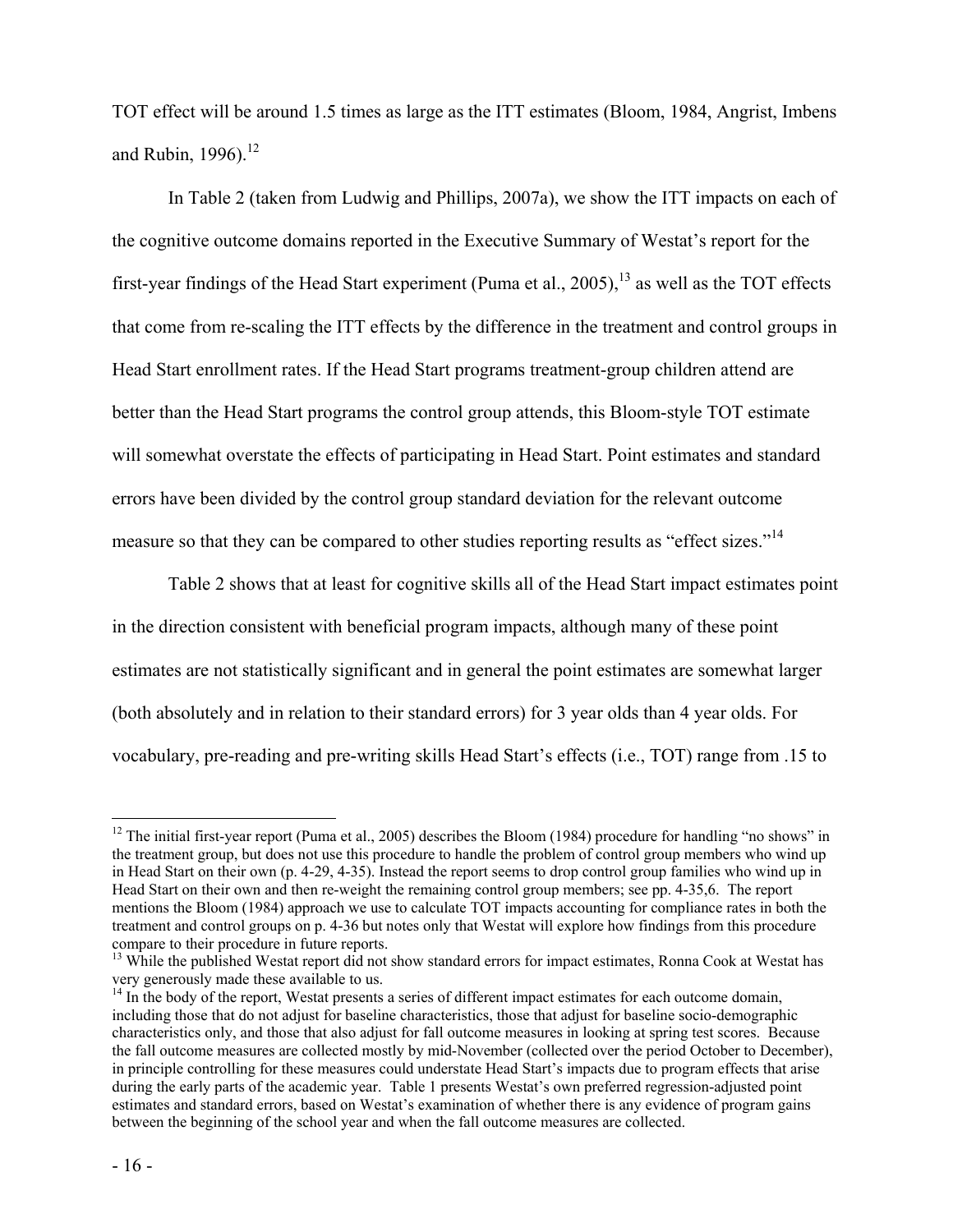TOT effect will be around 1.5 times as large as the ITT estimates (Bloom, 1984, Angrist, Imbens and Rubin, 1996).[12]

In Table 2 (taken from Ludwig and Phillips, 2007a), we show the ITT impacts on each of the cognitive outcome domains reported in the Executive Summary of Westat's report for the first-year findings of the Head Start experiment (Puma et al., 2005),[13] as well as the TOT effects that come from re-scaling the ITT effects by the difference in the treatment and control groups in Head Start enrollment rates. If the Head Start programs treatment-group children attend are better than the Head Start programs the control group attends, this Bloom-style TOT estimate will somewhat overstate the effects of participating in Head Start. Point estimates and standard errors have been divided by the control group standard deviation for the relevant outcome measure so that they can be compared to other studies reporting results as "effect sizes."[14]

Table 2 shows that at least for cognitive skills all of the Head Start impact estimates point in the direction consistent with beneficial program impacts, although many of these point estimates are not statistically significant and in general the point estimates are somewhat larger (both absolutely and in relation to their standard errors) for 3 year olds than 4 year olds. For vocabulary, pre-reading and pre-writing skills Head Start's effects (i.e., TOT) range from .15 to

---

[12] The initial first-year report (Puma et al., 2005) describes the Bloom (1984) procedure for handling "no shows" in the treatment group, but does not use this procedure to handle the problem of control group members who wind up in Head Start on their own (p. 4-29, 4-35). Instead the report seems to drop control group families who wind up in Head Start on their own and then re-weight the remaining control group members; see pp. 4-35,6. The report mentions the Bloom (1984) approach we use to calculate TOT impacts accounting for compliance rates in both the treatment and control groups on p. 4-36 but notes only that Westat will explore how findings from this procedure compare to their procedure in future reports.

[13] While the published Westat report did not show standard errors for impact estimates, Ronna Cook at Westat has very generously made these available to us.

[14] In the body of the report, Westat presents a series of different impact estimates for each outcome domain, including those that do not adjust for baseline characteristics, those that adjust for baseline socio-demographic characteristics only, and those that also adjust for fall outcome measures in looking at spring test scores. Because the fall outcome measures are collected mostly by mid-November (collected over the period October to December), in principle controlling for these measures could understate Head Start's impacts due to program effects that arise during the early parts of the academic year. Table 1 presents Westat's own preferred regression-adjusted point estimates and standard errors, based on Westat's examination of whether there is any evidence of program gains between the beginning of the school year and when the fall outcome measures are collected.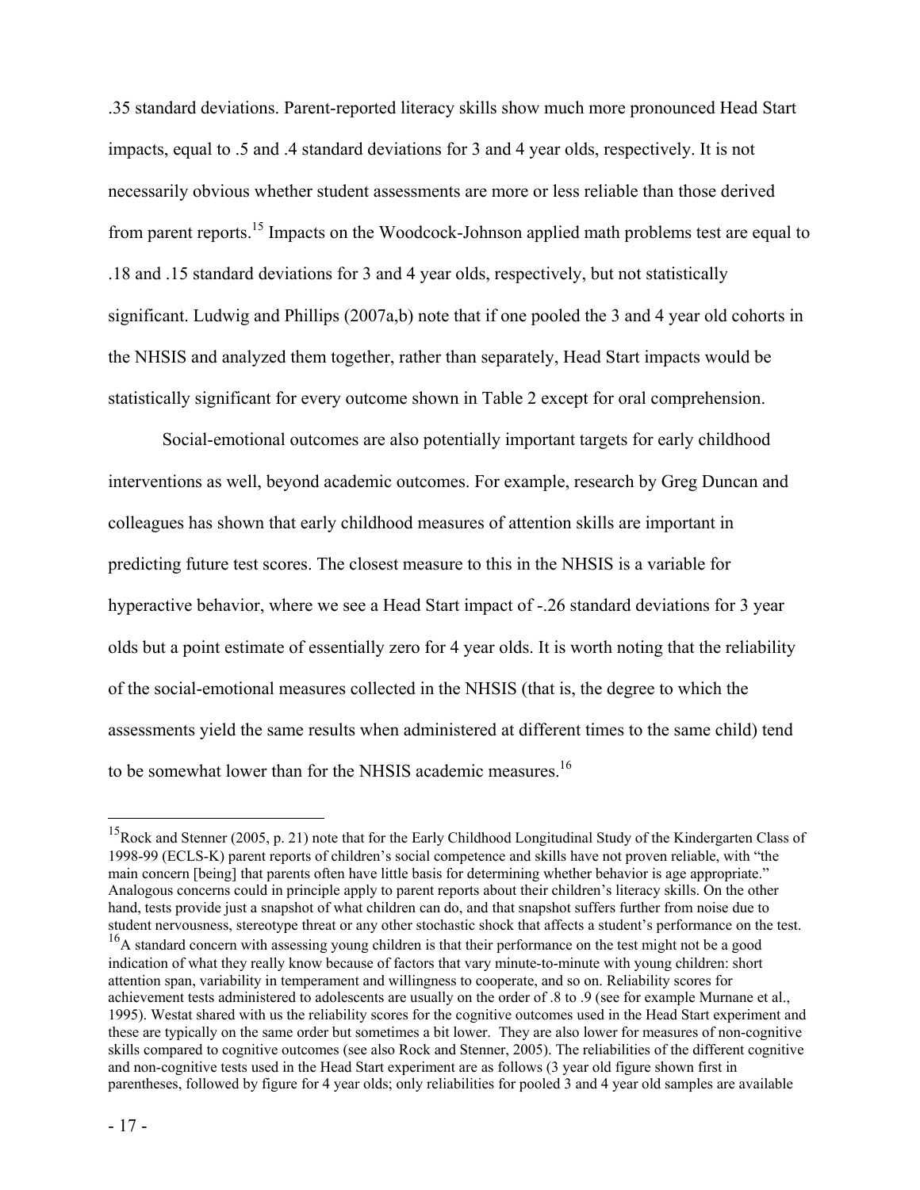.35 standard deviations. Parent-reported literacy skills show much more pronounced Head Start impacts, equal to .5 and .4 standard deviations for 3 and 4 year olds, respectively. It is not necessarily obvious whether student assessments are more or less reliable than those derived from parent reports.[15] Impacts on the Woodcock-Johnson applied math problems test are equal to .18 and .15 standard deviations for 3 and 4 year olds, respectively, but not statistically significant. Ludwig and Phillips (2007a,b) note that if one pooled the 3 and 4 year old cohorts in the NHSIS and analyzed them together, rather than separately, Head Start impacts would be statistically significant for every outcome shown in Table 2 except for oral comprehension.

Social-emotional outcomes are also potentially important targets for early childhood interventions as well, beyond academic outcomes. For example, research by Greg Duncan and colleagues has shown that early childhood measures of attention skills are important in predicting future test scores. The closest measure to this in the NHSIS is a variable for hyperactive behavior, where we see a Head Start impact of -.26 standard deviations for 3 year olds but a point estimate of essentially zero for 4 year olds. It is worth noting that the reliability of the social-emotional measures collected in the NHSIS (that is, the degree to which the assessments yield the same results when administered at different times to the same child) tend to be somewhat lower than for the NHSIS academic measures.[16]

---

[15] Rock and Stenner (2005, p. 21) note that for the Early Childhood Longitudinal Study of the Kindergarten Class of 1998-99 (ECLS-K) parent reports of children's social competence and skills have not proven reliable, with "the main concern [being] that parents often have little basis for determining whether behavior is age appropriate." Analogous concerns could in principle apply to parent reports about their children's literacy skills. On the other hand, tests provide just a snapshot of what children can do, and that snapshot suffers further from noise due to student nervousness, stereotype threat or any other stochastic shock that affects a student's performance on the test.

[16] A standard concern with assessing young children is that their performance on the test might not be a good indication of what they really know because of factors that vary minute-to-minute with young children: short attention span, variability in temperament and willingness to cooperate, and so on. Reliability scores for achievement tests administered to adolescents are usually on the order of .8 to .9 (see for example Murnane et al., 1995). Westat shared with us the reliability scores for the cognitive outcomes used in the Head Start experiment and these are typically on the same order but sometimes a bit lower. They are also lower for measures of non-cognitive skills compared to cognitive outcomes (see also Rock and Stenner, 2005). The reliabilities of the different cognitive and non-cognitive tests used in the Head Start experiment are as follows (3 year old figure shown first in parentheses, followed by figure for 4 year olds; only reliabilities for pooled 3 and 4 year old samples are available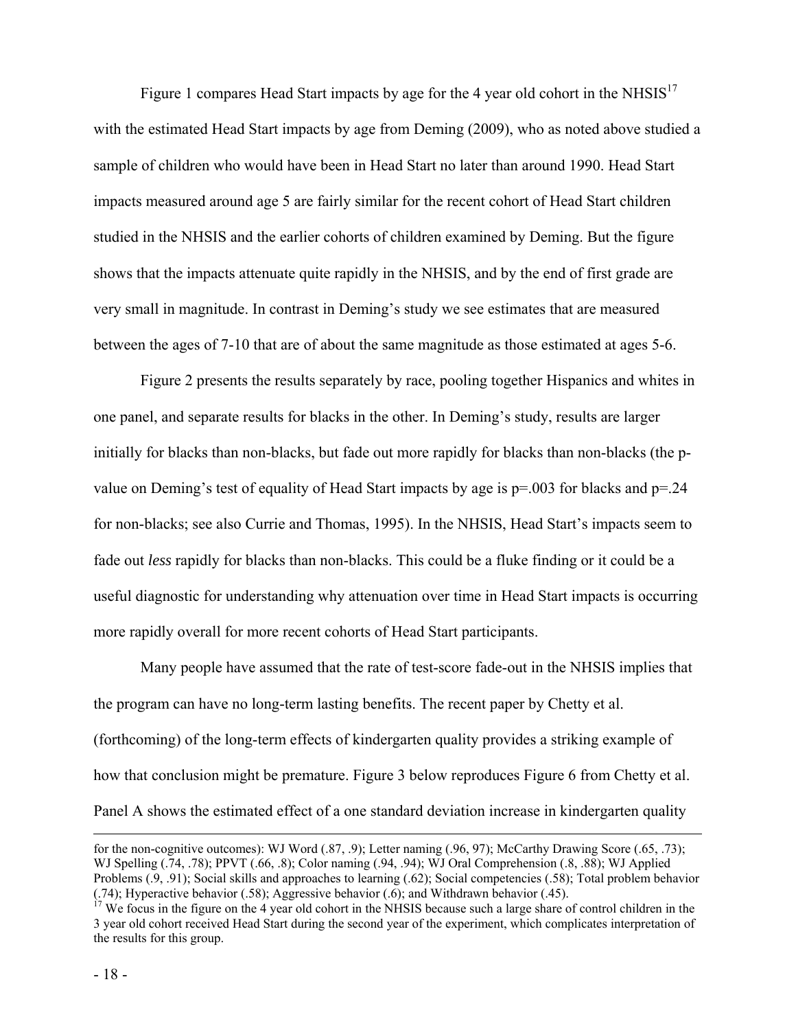Figure 1 compares Head Start impacts by age for the 4 year old cohort in the NHSIS[17] with the estimated Head Start impacts by age from Deming (2009), who as noted above studied a sample of children who would have been in Head Start no later than around 1990. Head Start impacts measured around age 5 are fairly similar for the recent cohort of Head Start children studied in the NHSIS and the earlier cohorts of children examined by Deming. But the figure shows that the impacts attenuate quite rapidly in the NHSIS, and by the end of first grade are very small in magnitude. In contrast in Deming's study we see estimates that are measured between the ages of 7-10 that are of about the same magnitude as those estimated at ages 5-6.

Figure 2 presents the results separately by race, pooling together Hispanics and whites in one panel, and separate results for blacks in the other. In Deming's study, results are larger initially for blacks than non-blacks, but fade out more rapidly for blacks than non-blacks (the p-value on Deming's test of equality of Head Start impacts by age is p=.003 for blacks and p=.24 for non-blacks; see also Currie and Thomas, 1995). In the NHSIS, Head Start's impacts seem to fade out *less* rapidly for blacks than non-blacks. This could be a fluke finding or it could be a useful diagnostic for understanding why attenuation over time in Head Start impacts is occurring more rapidly overall for more recent cohorts of Head Start participants.

Many people have assumed that the rate of test-score fade-out in the NHSIS implies that the program can have no long-term lasting benefits. The recent paper by Chetty et al. (forthcoming) of the long-term effects of kindergarten quality provides a striking example of how that conclusion might be premature. Figure 3 below reproduces Figure 6 from Chetty et al. Panel A shows the estimated effect of a one standard deviation increase in kindergarten quality

---

for the non-cognitive outcomes): WJ Word (.87, .9); Letter naming (.96, 97); McCarthy Drawing Score (.65, .73); WJ Spelling (.74, .78); PPVT (.66, .8); Color naming (.94, .94); WJ Oral Comprehension (.8, .88); WJ Applied Problems (.9, .91); Social skills and approaches to learning (.62); Social competencies (.58); Total problem behavior (.74); Hyperactive behavior (.58); Aggressive behavior (.6); and Withdrawn behavior (.45).

[17] We focus in the figure on the 4 year old cohort in the NHSIS because such a large share of control children in the 3 year old cohort received Head Start during the second year of the experiment, which complicates interpretation of the results for this group.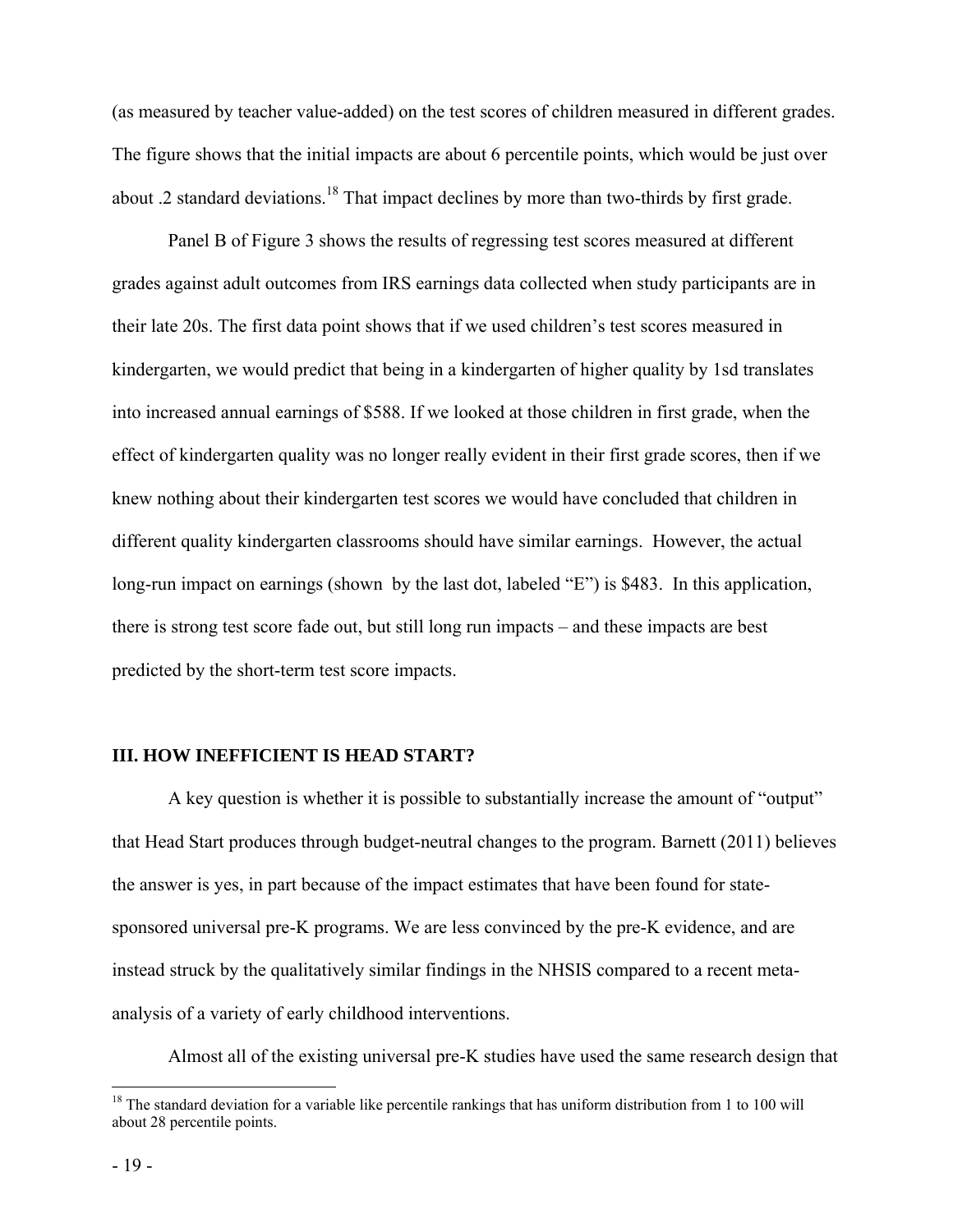(as measured by teacher value-added) on the test scores of children measured in different grades. The figure shows that the initial impacts are about 6 percentile points, which would be just over about .2 standard deviations.[18] That impact declines by more than two-thirds by first grade.

Panel B of Figure 3 shows the results of regressing test scores measured at different grades against adult outcomes from IRS earnings data collected when study participants are in their late 20s. The first data point shows that if we used children's test scores measured in kindergarten, we would predict that being in a kindergarten of higher quality by 1sd translates into increased annual earnings of $588. If we looked at those children in first grade, when the effect of kindergarten quality was no longer really evident in their first grade scores, then if we knew nothing about their kindergarten test scores we would have concluded that children in different quality kindergarten classrooms should have similar earnings. However, the actual long-run impact on earnings (shown by the last dot, labeled "E") is $483. In this application, there is strong test score fade out, but still long run impacts – and these impacts are best predicted by the short-term test score impacts.

## III. HOW INEFFICIENT IS HEAD START?

A key question is whether it is possible to substantially increase the amount of "output" that Head Start produces through budget-neutral changes to the program. Barnett (2011) believes the answer is yes, in part because of the impact estimates that have been found for state-sponsored universal pre-K programs. We are less convinced by the pre-K evidence, and are instead struck by the qualitatively similar findings in the NHSIS compared to a recent meta-analysis of a variety of early childhood interventions.

Almost all of the existing universal pre-K studies have used the same research design that

---

[18] The standard deviation for a variable like percentile rankings that has uniform distribution from 1 to 100 will about 28 percentile points.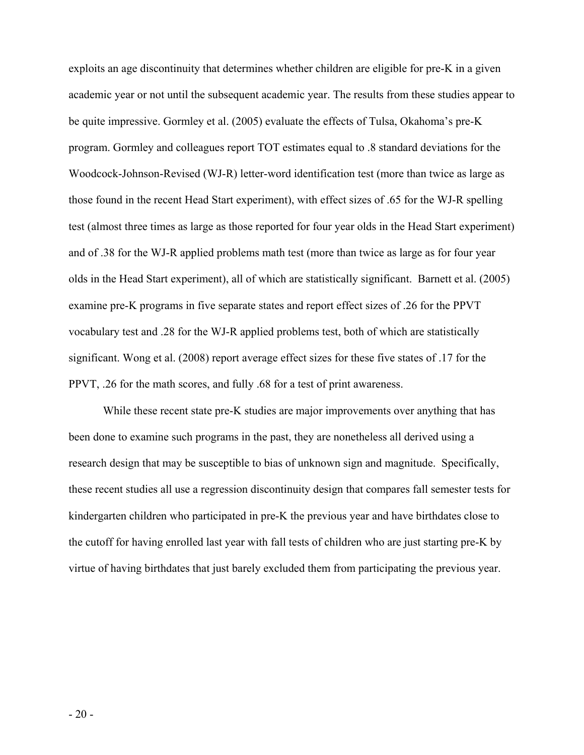exploits an age discontinuity that determines whether children are eligible for pre-K in a given academic year or not until the subsequent academic year. The results from these studies appear to be quite impressive. Gormley et al. (2005) evaluate the effects of Tulsa, Okahoma's pre-K program. Gormley and colleagues report TOT estimates equal to .8 standard deviations for the Woodcock-Johnson-Revised (WJ-R) letter-word identification test (more than twice as large as those found in the recent Head Start experiment), with effect sizes of .65 for the WJ-R spelling test (almost three times as large as those reported for four year olds in the Head Start experiment) and of .38 for the WJ-R applied problems math test (more than twice as large as for four year olds in the Head Start experiment), all of which are statistically significant. Barnett et al. (2005) examine pre-K programs in five separate states and report effect sizes of .26 for the PPVT vocabulary test and .28 for the WJ-R applied problems test, both of which are statistically significant. Wong et al. (2008) report average effect sizes for these five states of .17 for the PPVT, .26 for the math scores, and fully .68 for a test of print awareness.

While these recent state pre-K studies are major improvements over anything that has been done to examine such programs in the past, they are nonetheless all derived using a research design that may be susceptible to bias of unknown sign and magnitude. Specifically, these recent studies all use a regression discontinuity design that compares fall semester tests for kindergarten children who participated in pre-K the previous year and have birthdates close to the cutoff for having enrolled last year with fall tests of children who are just starting pre-K by virtue of having birthdates that just barely excluded them from participating the previous year.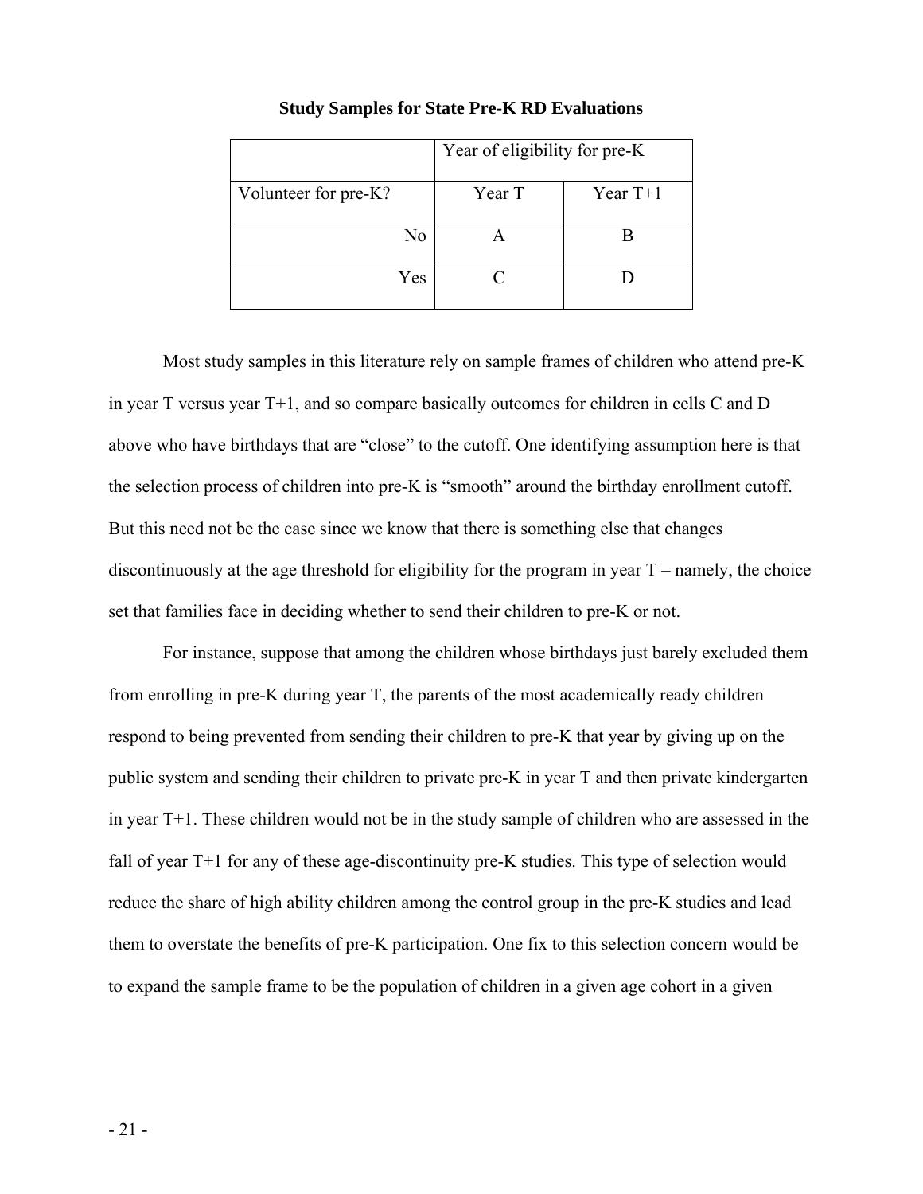**Study Samples for State Pre-K RD Evaluations**

| | Year of eligibility for pre-K | |
|---|---|---|
| Volunteer for pre-K? | Year T | Year T+1 |
| No | A | B |
| Yes | C | D |

Most study samples in this literature rely on sample frames of children who attend pre-K in year T versus year T+1, and so compare basically outcomes for children in cells C and D above who have birthdays that are "close" to the cutoff. One identifying assumption here is that the selection process of children into pre-K is "smooth" around the birthday enrollment cutoff. But this need not be the case since we know that there is something else that changes discontinuously at the age threshold for eligibility for the program in year T – namely, the choice set that families face in deciding whether to send their children to pre-K or not.

For instance, suppose that among the children whose birthdays just barely excluded them from enrolling in pre-K during year T, the parents of the most academically ready children respond to being prevented from sending their children to pre-K that year by giving up on the public system and sending their children to private pre-K in year T and then private kindergarten in year T+1. These children would not be in the study sample of children who are assessed in the fall of year T+1 for any of these age-discontinuity pre-K studies. This type of selection would reduce the share of high ability children among the control group in the pre-K studies and lead them to overstate the benefits of pre-K participation. One fix to this selection concern would be to expand the sample frame to be the population of children in a given age cohort in a given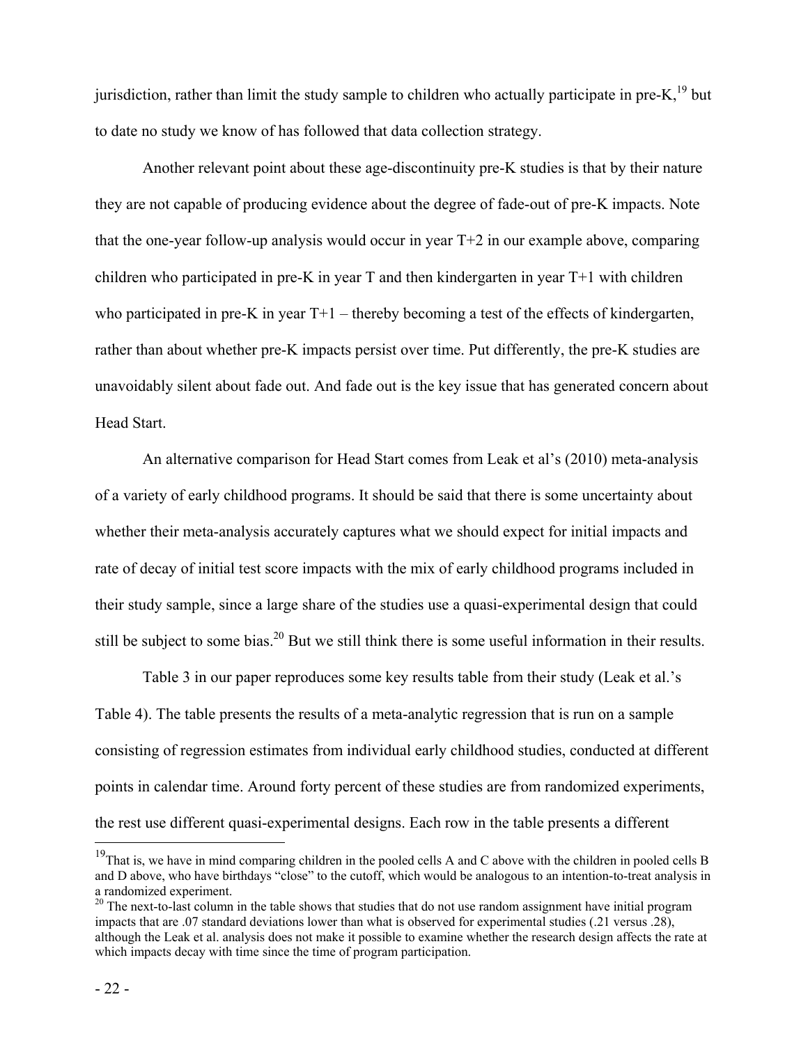jurisdiction, rather than limit the study sample to children who actually participate in pre-K,[19] but to date no study we know of has followed that data collection strategy.

Another relevant point about these age-discontinuity pre-K studies is that by their nature they are not capable of producing evidence about the degree of fade-out of pre-K impacts. Note that the one-year follow-up analysis would occur in year T+2 in our example above, comparing children who participated in pre-K in year T and then kindergarten in year T+1 with children who participated in pre-K in year T+1 – thereby becoming a test of the effects of kindergarten, rather than about whether pre-K impacts persist over time. Put differently, the pre-K studies are unavoidably silent about fade out. And fade out is the key issue that has generated concern about Head Start.

An alternative comparison for Head Start comes from Leak et al's (2010) meta-analysis of a variety of early childhood programs. It should be said that there is some uncertainty about whether their meta-analysis accurately captures what we should expect for initial impacts and rate of decay of initial test score impacts with the mix of early childhood programs included in their study sample, since a large share of the studies use a quasi-experimental design that could still be subject to some bias.[20] But we still think there is some useful information in their results.

Table 3 in our paper reproduces some key results table from their study (Leak et al.'s Table 4). The table presents the results of a meta-analytic regression that is run on a sample consisting of regression estimates from individual early childhood studies, conducted at different points in calendar time. Around forty percent of these studies are from randomized experiments, the rest use different quasi-experimental designs. Each row in the table presents a different

[19] That is, we have in mind comparing children in the pooled cells A and C above with the children in pooled cells B and D above, who have birthdays "close" to the cutoff, which would be analogous to an intention-to-treat analysis in a randomized experiment.

[20] The next-to-last column in the table shows that studies that do not use random assignment have initial program impacts that are .07 standard deviations lower than what is observed for experimental studies (.21 versus .28), although the Leak et al. analysis does not make it possible to examine whether the research design affects the rate at which impacts decay with time since the time of program participation.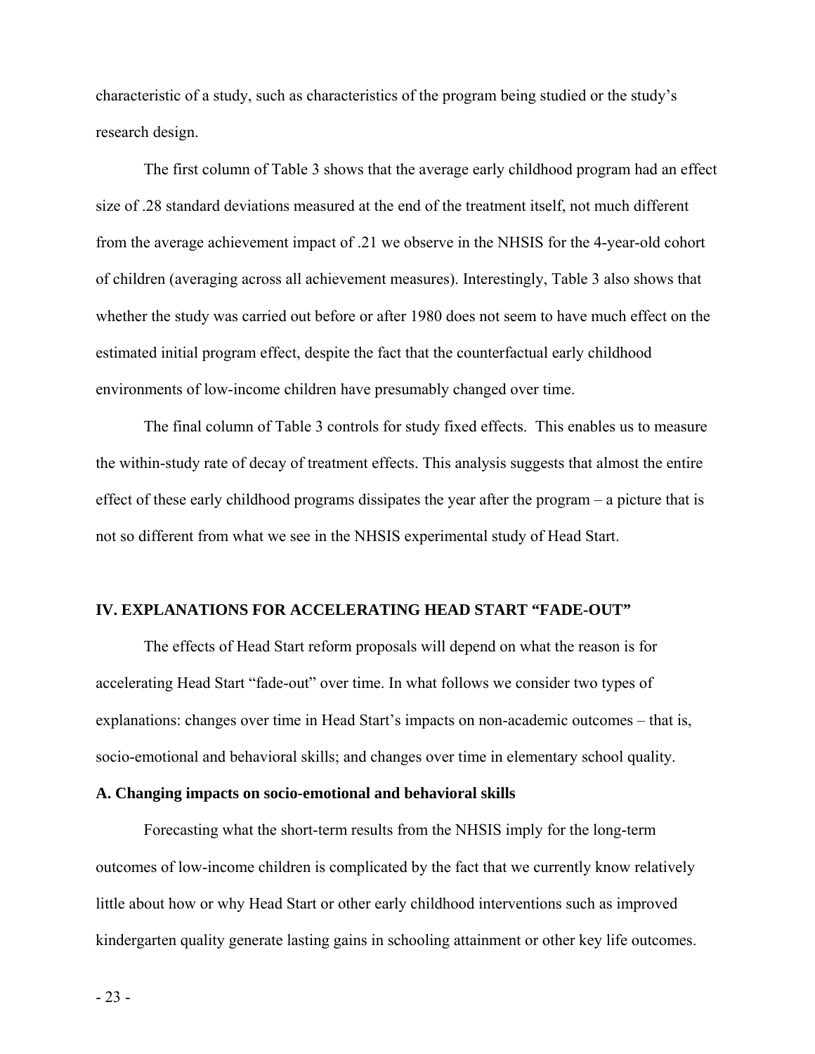characteristic of a study, such as characteristics of the program being studied or the study's research design.

The first column of Table 3 shows that the average early childhood program had an effect size of .28 standard deviations measured at the end of the treatment itself, not much different from the average achievement impact of .21 we observe in the NHSIS for the 4-year-old cohort of children (averaging across all achievement measures). Interestingly, Table 3 also shows that whether the study was carried out before or after 1980 does not seem to have much effect on the estimated initial program effect, despite the fact that the counterfactual early childhood environments of low-income children have presumably changed over time.

The final column of Table 3 controls for study fixed effects. This enables us to measure the within-study rate of decay of treatment effects. This analysis suggests that almost the entire effect of these early childhood programs dissipates the year after the program – a picture that is not so different from what we see in the NHSIS experimental study of Head Start.

## IV. EXPLANATIONS FOR ACCELERATING HEAD START "FADE-OUT"

The effects of Head Start reform proposals will depend on what the reason is for accelerating Head Start "fade-out" over time. In what follows we consider two types of explanations: changes over time in Head Start's impacts on non-academic outcomes – that is, socio-emotional and behavioral skills; and changes over time in elementary school quality.

### A. Changing impacts on socio-emotional and behavioral skills

Forecasting what the short-term results from the NHSIS imply for the long-term outcomes of low-income children is complicated by the fact that we currently know relatively little about how or why Head Start or other early childhood interventions such as improved kindergarten quality generate lasting gains in schooling attainment or other key life outcomes.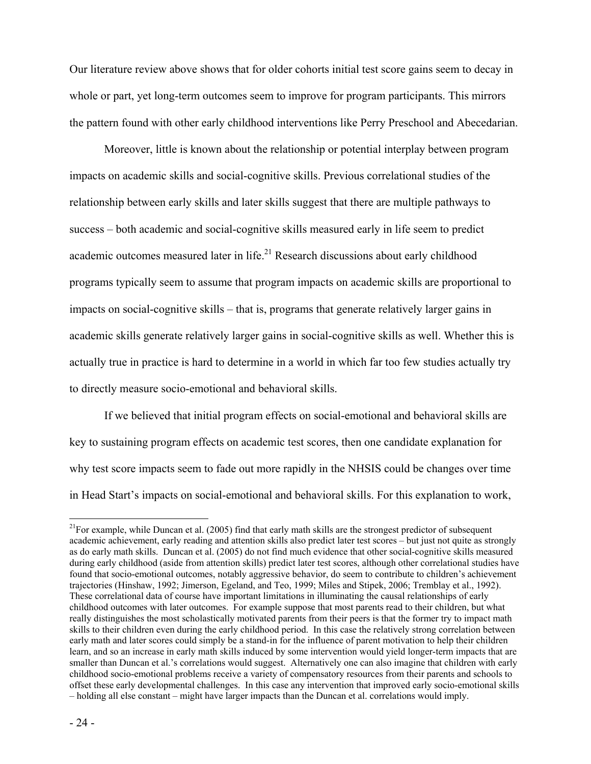Our literature review above shows that for older cohorts initial test score gains seem to decay in whole or part, yet long-term outcomes seem to improve for program participants. This mirrors the pattern found with other early childhood interventions like Perry Preschool and Abecedarian.

Moreover, little is known about the relationship or potential interplay between program impacts on academic skills and social-cognitive skills. Previous correlational studies of the relationship between early skills and later skills suggest that there are multiple pathways to success – both academic and social-cognitive skills measured early in life seem to predict academic outcomes measured later in life.[21] Research discussions about early childhood programs typically seem to assume that program impacts on academic skills are proportional to impacts on social-cognitive skills – that is, programs that generate relatively larger gains in academic skills generate relatively larger gains in social-cognitive skills as well. Whether this is actually true in practice is hard to determine in a world in which far too few studies actually try to directly measure socio-emotional and behavioral skills.

If we believed that initial program effects on social-emotional and behavioral skills are key to sustaining program effects on academic test scores, then one candidate explanation for why test score impacts seem to fade out more rapidly in the NHSIS could be changes over time in Head Start's impacts on social-emotional and behavioral skills. For this explanation to work,

[21] For example, while Duncan et al. (2005) find that early math skills are the strongest predictor of subsequent academic achievement, early reading and attention skills also predict later test scores – but just not quite as strongly as do early math skills. Duncan et al. (2005) do not find much evidence that other social-cognitive skills measured during early childhood (aside from attention skills) predict later test scores, although other correlational studies have found that socio-emotional outcomes, notably aggressive behavior, do seem to contribute to children's achievement trajectories (Hinshaw, 1992; Jimerson, Egeland, and Teo, 1999; Miles and Stipek, 2006; Tremblay et al., 1992). These correlational data of course have important limitations in illuminating the causal relationships of early childhood outcomes with later outcomes. For example suppose that most parents read to their children, but what really distinguishes the most scholastically motivated parents from their peers is that the former try to impact math skills to their children even during the early childhood period. In this case the relatively strong correlation between early math and later scores could simply be a stand-in for the influence of parent motivation to help their children learn, and so an increase in early math skills induced by some intervention would yield longer-term impacts that are smaller than Duncan et al.'s correlations would suggest. Alternatively one can also imagine that children with early childhood socio-emotional problems receive a variety of compensatory resources from their parents and schools to offset these early developmental challenges. In this case any intervention that improved early socio-emotional skills – holding all else constant – might have larger impacts than the Duncan et al. correlations would imply.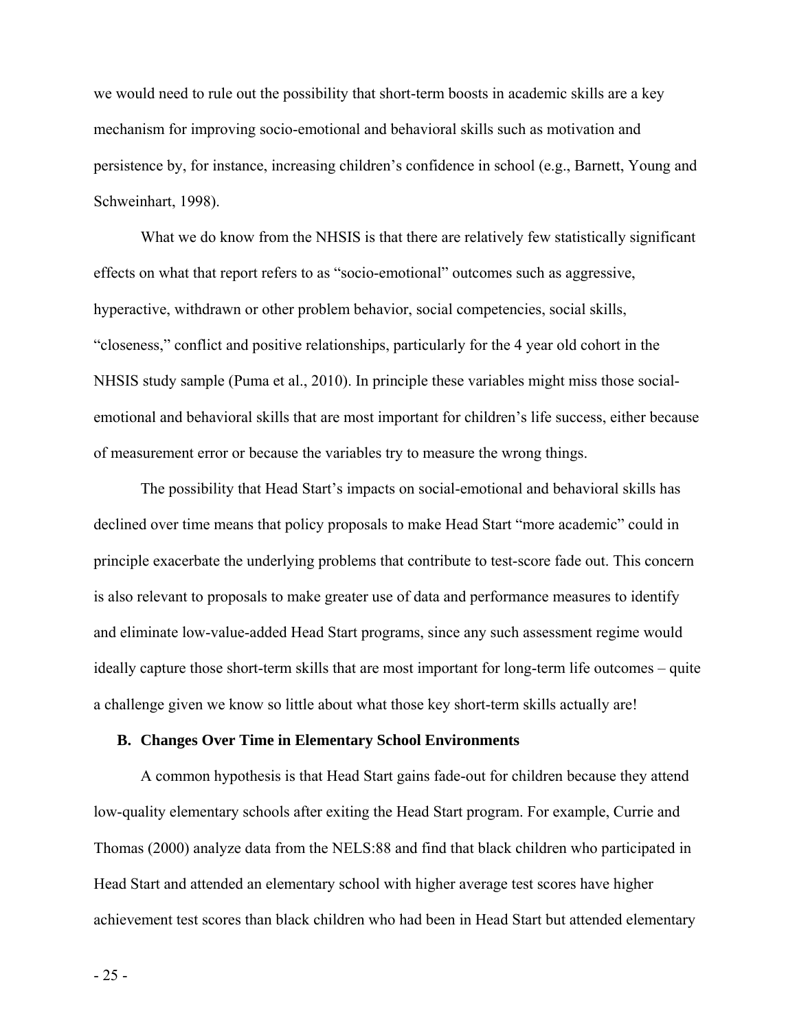we would need to rule out the possibility that short-term boosts in academic skills are a key mechanism for improving socio-emotional and behavioral skills such as motivation and persistence by, for instance, increasing children's confidence in school (e.g., Barnett, Young and Schweinhart, 1998).

What we do know from the NHSIS is that there are relatively few statistically significant effects on what that report refers to as "socio-emotional" outcomes such as aggressive, hyperactive, withdrawn or other problem behavior, social competencies, social skills, "closeness," conflict and positive relationships, particularly for the 4 year old cohort in the NHSIS study sample (Puma et al., 2010). In principle these variables might miss those social-emotional and behavioral skills that are most important for children's life success, either because of measurement error or because the variables try to measure the wrong things.

The possibility that Head Start's impacts on social-emotional and behavioral skills has declined over time means that policy proposals to make Head Start "more academic" could in principle exacerbate the underlying problems that contribute to test-score fade out. This concern is also relevant to proposals to make greater use of data and performance measures to identify and eliminate low-value-added Head Start programs, since any such assessment regime would ideally capture those short-term skills that are most important for long-term life outcomes – quite a challenge given we know so little about what those key short-term skills actually are!

### B. Changes Over Time in Elementary School Environments

A common hypothesis is that Head Start gains fade-out for children because they attend low-quality elementary schools after exiting the Head Start program. For example, Currie and Thomas (2000) analyze data from the NELS:88 and find that black children who participated in Head Start and attended an elementary school with higher average test scores have higher achievement test scores than black children who had been in Head Start but attended elementary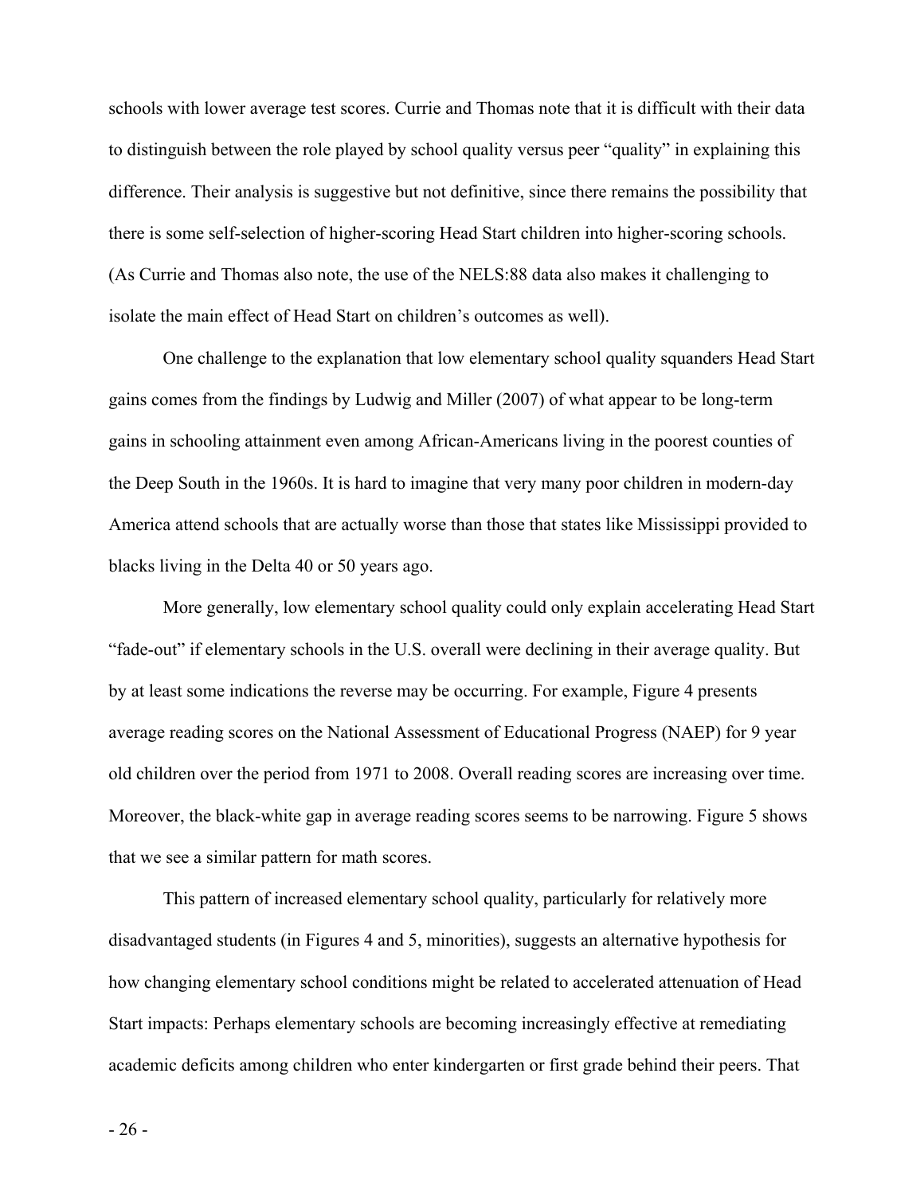schools with lower average test scores. Currie and Thomas note that it is difficult with their data to distinguish between the role played by school quality versus peer "quality" in explaining this difference. Their analysis is suggestive but not definitive, since there remains the possibility that there is some self-selection of higher-scoring Head Start children into higher-scoring schools. (As Currie and Thomas also note, the use of the NELS:88 data also makes it challenging to isolate the main effect of Head Start on children's outcomes as well).

One challenge to the explanation that low elementary school quality squanders Head Start gains comes from the findings by Ludwig and Miller (2007) of what appear to be long-term gains in schooling attainment even among African-Americans living in the poorest counties of the Deep South in the 1960s. It is hard to imagine that very many poor children in modern-day America attend schools that are actually worse than those that states like Mississippi provided to blacks living in the Delta 40 or 50 years ago.

More generally, low elementary school quality could only explain accelerating Head Start "fade-out" if elementary schools in the U.S. overall were declining in their average quality. But by at least some indications the reverse may be occurring. For example, Figure 4 presents average reading scores on the National Assessment of Educational Progress (NAEP) for 9 year old children over the period from 1971 to 2008. Overall reading scores are increasing over time. Moreover, the black-white gap in average reading scores seems to be narrowing. Figure 5 shows that we see a similar pattern for math scores.

This pattern of increased elementary school quality, particularly for relatively more disadvantaged students (in Figures 4 and 5, minorities), suggests an alternative hypothesis for how changing elementary school conditions might be related to accelerated attenuation of Head Start impacts: Perhaps elementary schools are becoming increasingly effective at remediating academic deficits among children who enter kindergarten or first grade behind their peers. That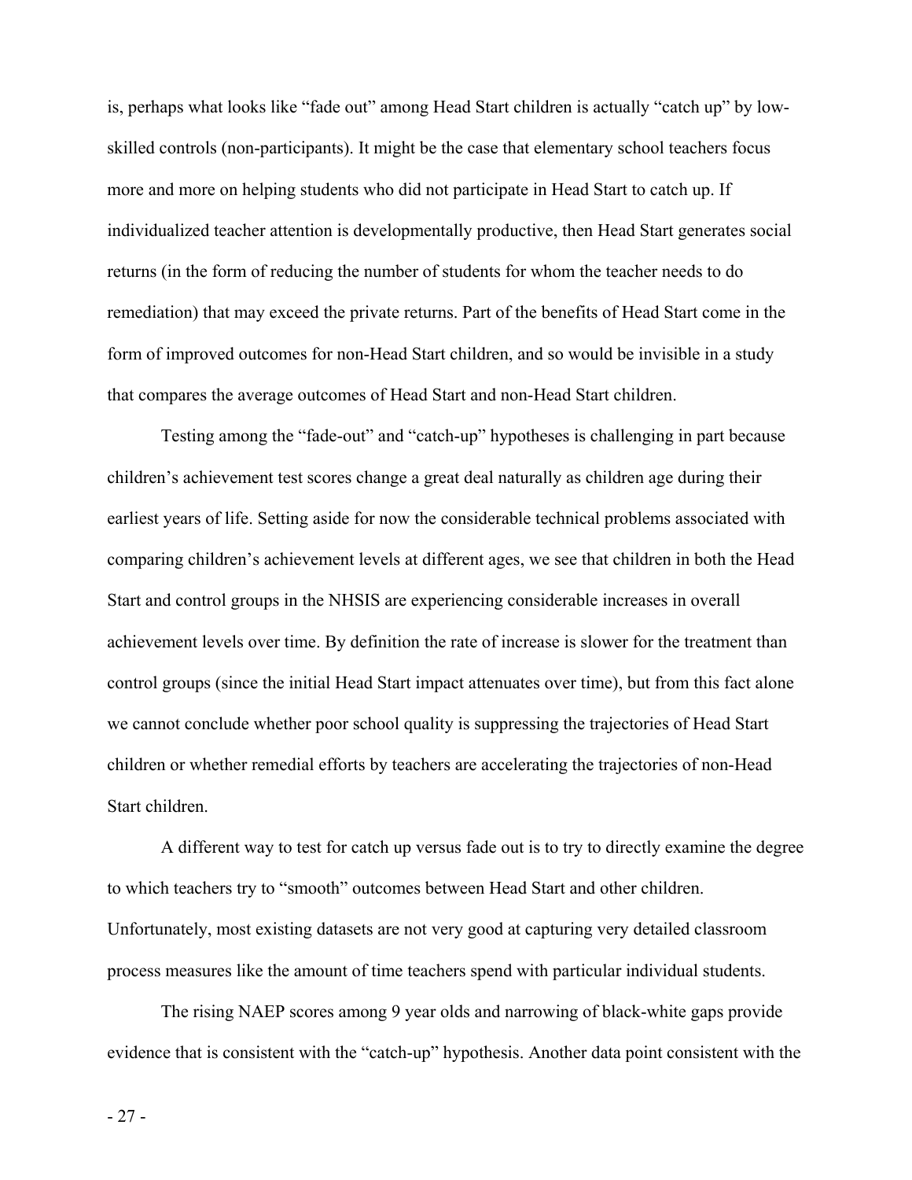is, perhaps what looks like "fade out" among Head Start children is actually "catch up" by low-skilled controls (non-participants). It might be the case that elementary school teachers focus more and more on helping students who did not participate in Head Start to catch up. If individualized teacher attention is developmentally productive, then Head Start generates social returns (in the form of reducing the number of students for whom the teacher needs to do remediation) that may exceed the private returns. Part of the benefits of Head Start come in the form of improved outcomes for non-Head Start children, and so would be invisible in a study that compares the average outcomes of Head Start and non-Head Start children.

Testing among the "fade-out" and "catch-up" hypotheses is challenging in part because children's achievement test scores change a great deal naturally as children age during their earliest years of life. Setting aside for now the considerable technical problems associated with comparing children's achievement levels at different ages, we see that children in both the Head Start and control groups in the NHSIS are experiencing considerable increases in overall achievement levels over time. By definition the rate of increase is slower for the treatment than control groups (since the initial Head Start impact attenuates over time), but from this fact alone we cannot conclude whether poor school quality is suppressing the trajectories of Head Start children or whether remedial efforts by teachers are accelerating the trajectories of non-Head Start children.

A different way to test for catch up versus fade out is to try to directly examine the degree to which teachers try to "smooth" outcomes between Head Start and other children. Unfortunately, most existing datasets are not very good at capturing very detailed classroom process measures like the amount of time teachers spend with particular individual students.

The rising NAEP scores among 9 year olds and narrowing of black-white gaps provide evidence that is consistent with the "catch-up" hypothesis. Another data point consistent with the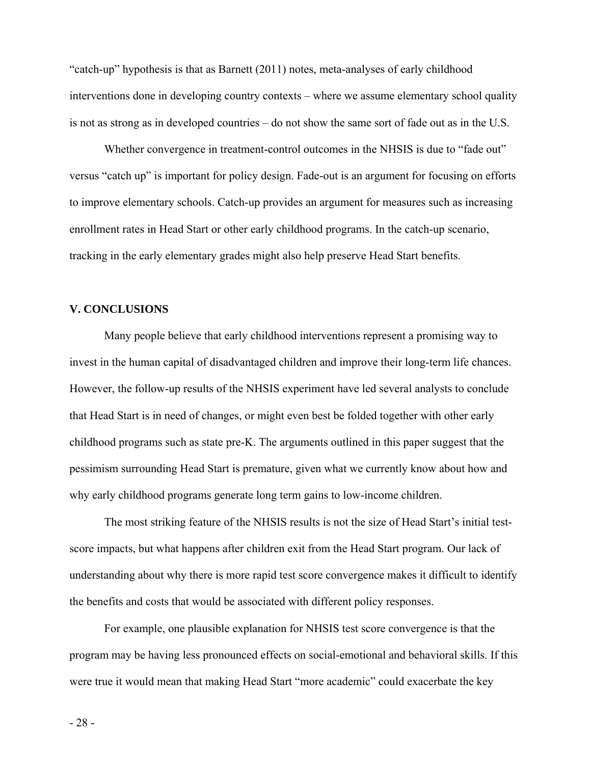"catch-up" hypothesis is that as Barnett (2011) notes, meta-analyses of early childhood interventions done in developing country contexts – where we assume elementary school quality is not as strong as in developed countries – do not show the same sort of fade out as in the U.S.

Whether convergence in treatment-control outcomes in the NHSIS is due to "fade out" versus "catch up" is important for policy design. Fade-out is an argument for focusing on efforts to improve elementary schools. Catch-up provides an argument for measures such as increasing enrollment rates in Head Start or other early childhood programs. In the catch-up scenario, tracking in the early elementary grades might also help preserve Head Start benefits.

## V. CONCLUSIONS

Many people believe that early childhood interventions represent a promising way to invest in the human capital of disadvantaged children and improve their long-term life chances. However, the follow-up results of the NHSIS experiment have led several analysts to conclude that Head Start is in need of changes, or might even best be folded together with other early childhood programs such as state pre-K. The arguments outlined in this paper suggest that the pessimism surrounding Head Start is premature, given what we currently know about how and why early childhood programs generate long term gains to low-income children.

The most striking feature of the NHSIS results is not the size of Head Start's initial test-score impacts, but what happens after children exit from the Head Start program. Our lack of understanding about why there is more rapid test score convergence makes it difficult to identify the benefits and costs that would be associated with different policy responses.

For example, one plausible explanation for NHSIS test score convergence is that the program may be having less pronounced effects on social-emotional and behavioral skills. If this were true it would mean that making Head Start "more academic" could exacerbate the key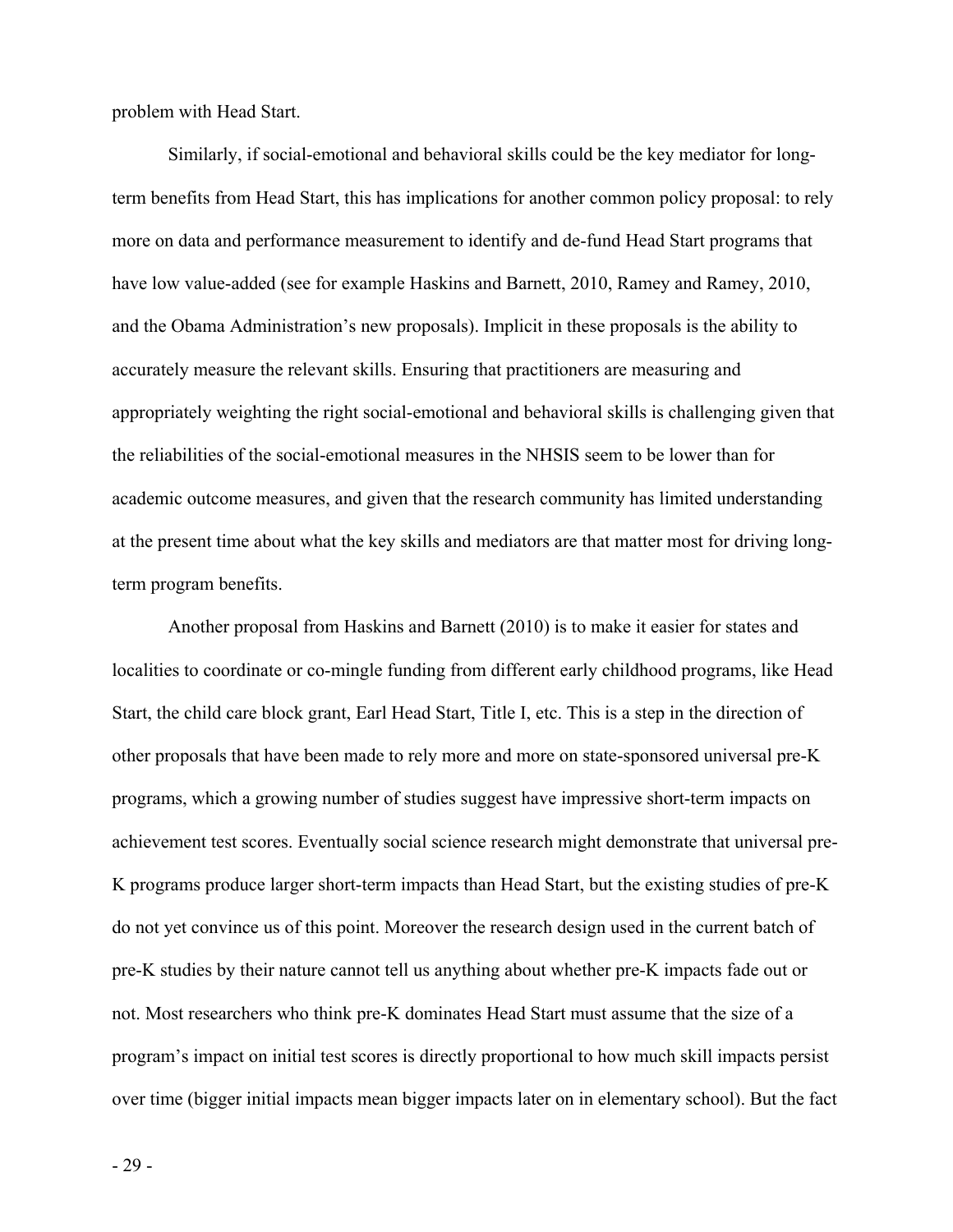problem with Head Start.

Similarly, if social-emotional and behavioral skills could be the key mediator for long-term benefits from Head Start, this has implications for another common policy proposal: to rely more on data and performance measurement to identify and de-fund Head Start programs that have low value-added (see for example Haskins and Barnett, 2010, Ramey and Ramey, 2010, and the Obama Administration's new proposals). Implicit in these proposals is the ability to accurately measure the relevant skills. Ensuring that practitioners are measuring and appropriately weighting the right social-emotional and behavioral skills is challenging given that the reliabilities of the social-emotional measures in the NHSIS seem to be lower than for academic outcome measures, and given that the research community has limited understanding at the present time about what the key skills and mediators are that matter most for driving long-term program benefits.

Another proposal from Haskins and Barnett (2010) is to make it easier for states and localities to coordinate or co-mingle funding from different early childhood programs, like Head Start, the child care block grant, Earl Head Start, Title I, etc. This is a step in the direction of other proposals that have been made to rely more and more on state-sponsored universal pre-K programs, which a growing number of studies suggest have impressive short-term impacts on achievement test scores. Eventually social science research might demonstrate that universal pre-K programs produce larger short-term impacts than Head Start, but the existing studies of pre-K do not yet convince us of this point. Moreover the research design used in the current batch of pre-K studies by their nature cannot tell us anything about whether pre-K impacts fade out or not. Most researchers who think pre-K dominates Head Start must assume that the size of a program's impact on initial test scores is directly proportional to how much skill impacts persist over time (bigger initial impacts mean bigger impacts later on in elementary school). But the fact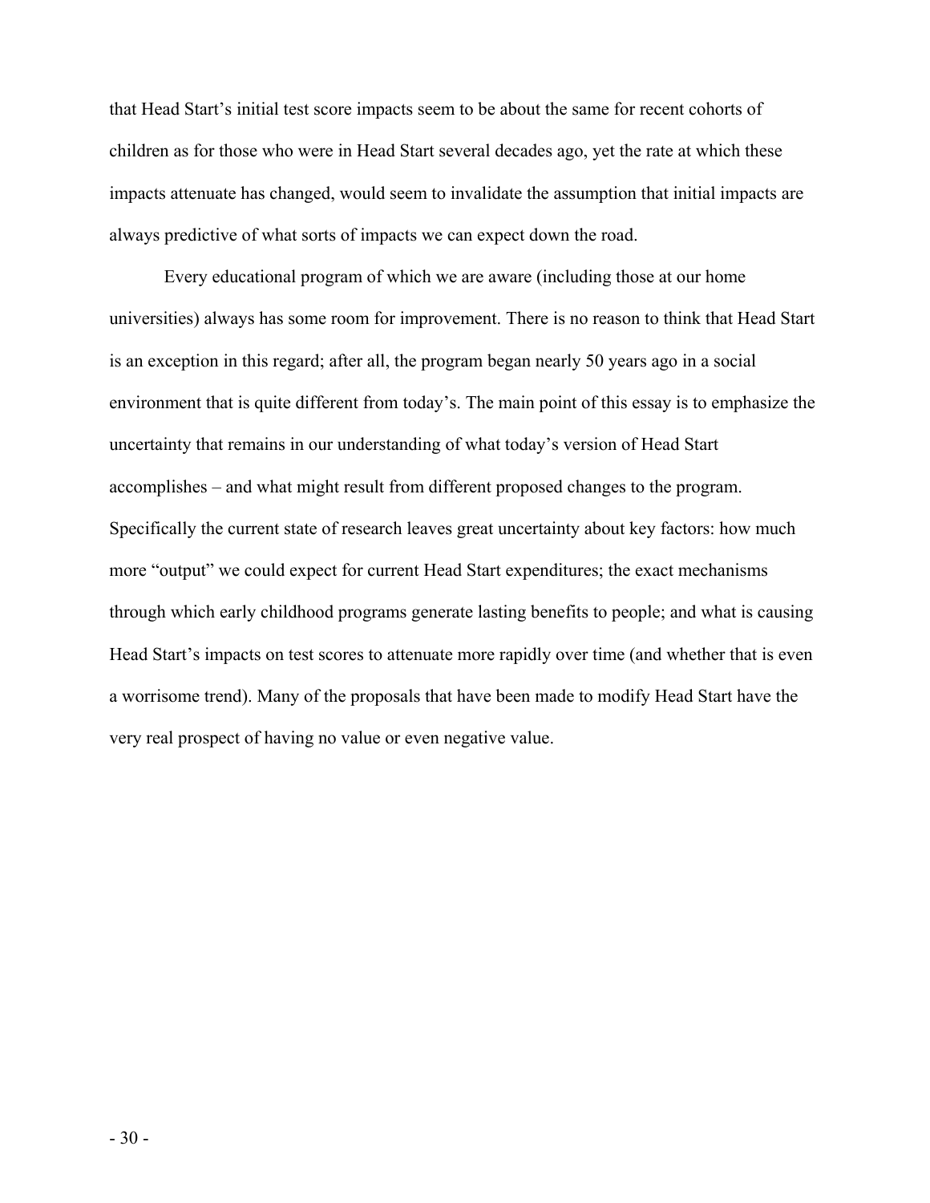that Head Start's initial test score impacts seem to be about the same for recent cohorts of children as for those who were in Head Start several decades ago, yet the rate at which these impacts attenuate has changed, would seem to invalidate the assumption that initial impacts are always predictive of what sorts of impacts we can expect down the road.

Every educational program of which we are aware (including those at our home universities) always has some room for improvement. There is no reason to think that Head Start is an exception in this regard; after all, the program began nearly 50 years ago in a social environment that is quite different from today's. The main point of this essay is to emphasize the uncertainty that remains in our understanding of what today's version of Head Start accomplishes – and what might result from different proposed changes to the program. Specifically the current state of research leaves great uncertainty about key factors: how much more "output" we could expect for current Head Start expenditures; the exact mechanisms through which early childhood programs generate lasting benefits to people; and what is causing Head Start's impacts on test scores to attenuate more rapidly over time (and whether that is even a worrisome trend). Many of the proposals that have been made to modify Head Start have the very real prospect of having no value or even negative value.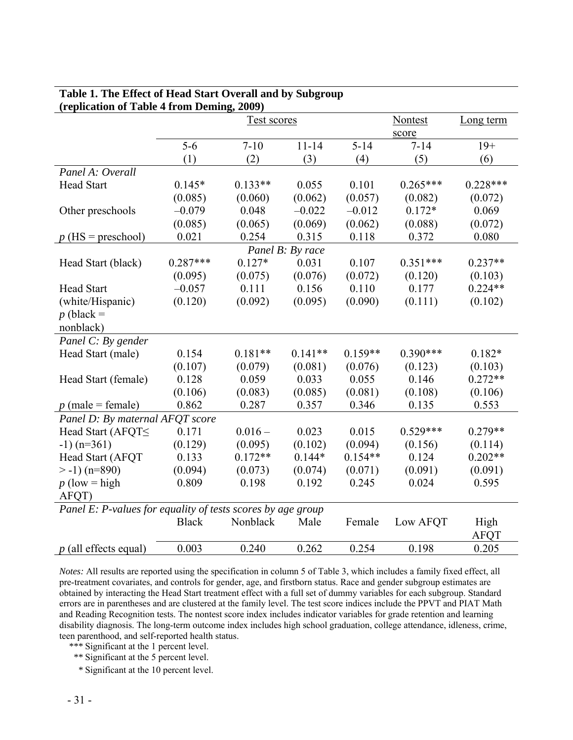**Table 1. The Effect of Head Start Overall and by Subgroup (replication of Table 4 from Deming, 2009)**

| | Test scores | | | | Nontest score | Long term |
|---|---|---|---|---|---|---|
| | 5-6 | 7-10 | 11-14 | 5-14 | 7-14 | 19+ |
| | (1) | (2) | (3) | (4) | (5) | (6) |
| *Panel A: Overall* | | | | | | |
| Head Start | 0.145* | 0.133** | 0.055 | 0.101 | 0.265*** | 0.228*** |
| | (0.085) | (0.060) | (0.062) | (0.057) | (0.082) | (0.072) |
| Other preschools | –0.079 | 0.048 | –0.022 | –0.012 | 0.172* | 0.069 |
| | (0.085) | (0.065) | (0.069) | (0.062) | (0.088) | (0.072) |
| *p* (HS = preschool) | 0.021 | 0.254 | 0.315 | 0.118 | 0.372 | 0.080 |
| *Panel B: By race* | | | | | | |
| Head Start (black) | 0.287*** | 0.127* | 0.031 | 0.107 | 0.351*** | 0.237** |
| | (0.095) | (0.075) | (0.076) | (0.072) | (0.120) | (0.103) |
| Head Start (white/Hispanic) | –0.057 | 0.111 | 0.156 | 0.110 | 0.177 | 0.224** |
| | (0.120) | (0.092) | (0.095) | (0.090) | (0.111) | (0.102) |
| *p* (black = nonblack) | | | | | | |
| *Panel C: By gender* | | | | | | |
| Head Start (male) | 0.154 | 0.181** | 0.141** | 0.159** | 0.390*** | 0.182* |
| | (0.107) | (0.079) | (0.081) | (0.076) | (0.123) | (0.103) |
| Head Start (female) | 0.128 | 0.059 | 0.033 | 0.055 | 0.146 | 0.272** |
| | (0.106) | (0.083) | (0.085) | (0.081) | (0.108) | (0.106) |
| *p* (male = female) | 0.862 | 0.287 | 0.357 | 0.346 | 0.135 | 0.553 |
| *Panel D: By maternal AFQT score* | | | | | | |
| Head Start (AFQT≤ -1) (n=361) | 0.171 | 0.016 – | 0.023 | 0.015 | 0.529*** | 0.279** |
| | (0.129) | (0.095) | (0.102) | (0.094) | (0.156) | (0.114) |
| Head Start (AFQT > -1) (n=890) | 0.133 | 0.172** | 0.144* | 0.154** | 0.124 | 0.202** |
| | (0.094) | (0.073) | (0.074) | (0.071) | (0.091) | (0.091) |
| *p* (low = high AFQT) | 0.809 | 0.198 | 0.192 | 0.245 | 0.024 | 0.595 |
| *Panel E: P-values for equality of tests scores by age group* | | | | | | |
| | Black | Nonblack | Male | Female | Low AFQT | High AFQT |
| *p* (all effects equal) | 0.003 | 0.240 | 0.262 | 0.254 | 0.198 | 0.205 |

*Notes:* All results are reported using the specification in column 5 of Table 3, which includes a family fixed effect, all pre-treatment covariates, and controls for gender, age, and firstborn status. Race and gender subgroup estimates are obtained by interacting the Head Start treatment effect with a full set of dummy variables for each subgroup. Standard errors are in parentheses and are clustered at the family level. The test score indices include the PPVT and PIAT Math and Reading Recognition tests. The nontest score index includes indicator variables for grade retention and learning disability diagnosis. The long-term outcome index includes high school graduation, college attendance, idleness, crime, teen parenthood, and self-reported health status.

*** Significant at the 1 percent level.

** Significant at the 5 percent level.

* Significant at the 10 percent level.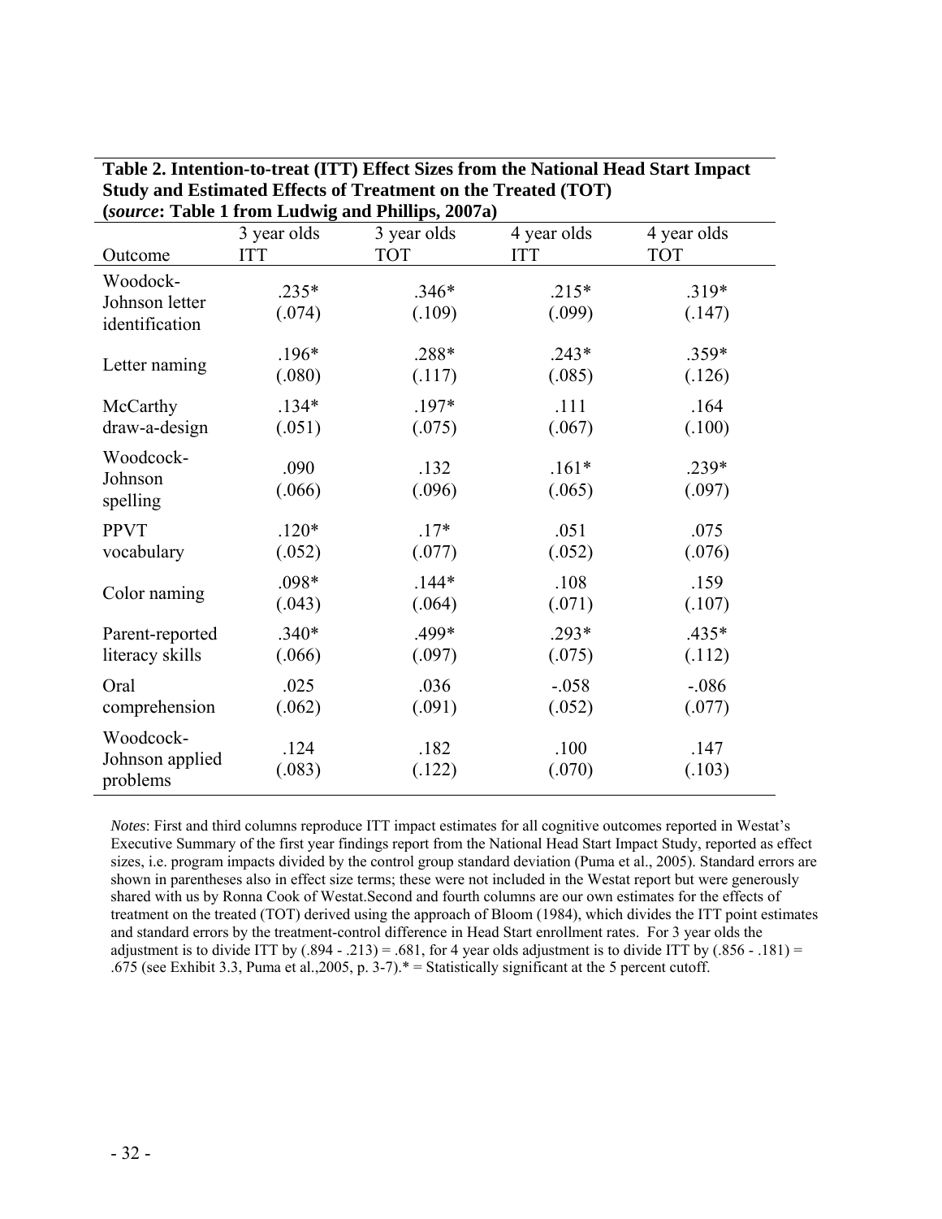**Table 2. Intention-to-treat (ITT) Effect Sizes from the National Head Start Impact Study and Estimated Effects of Treatment on the Treated (TOT) (*source*: Table 1 from Ludwig and Phillips, 2007a)**

| Outcome | 3 year olds ITT | 3 year olds TOT | 4 year olds ITT | 4 year olds TOT |
|---|---|---|---|---|
| Woodock-Johnson letter identification | .235* (.074) | .346* (.109) | .215* (.099) | .319* (.147) |
| Letter naming | .196* (.080) | .288* (.117) | .243* (.085) | .359* (.126) |
| McCarthy draw-a-design | .134* (.051) | .197* (.075) | .111 (.067) | .164 (.100) |
| Woodcock-Johnson spelling | .090 (.066) | .132 (.096) | .161* (.065) | .239* (.097) |
| PPVT vocabulary | .120* (.052) | .17* (.077) | .051 (.052) | .075 (.076) |
| Color naming | .098* (.043) | .144* (.064) | .108 (.071) | .159 (.107) |
| Parent-reported literacy skills | .340* (.066) | .499* (.097) | .293* (.075) | .435* (.112) |
| Oral comprehension | .025 (.062) | .036 (.091) | -.058 (.052) | -.086 (.077) |
| Woodcock-Johnson applied problems | .124 (.083) | .182 (.122) | .100 (.070) | .147 (.103) |

*Notes*: First and third columns reproduce ITT impact estimates for all cognitive outcomes reported in Westat's Executive Summary of the first year findings report from the National Head Start Impact Study, reported as effect sizes, i.e. program impacts divided by the control group standard deviation (Puma et al., 2005). Standard errors are shown in parentheses also in effect size terms; these were not included in the Westat report but were generously shared with us by Ronna Cook of Westat.Second and fourth columns are our own estimates for the effects of treatment on the treated (TOT) derived using the approach of Bloom (1984), which divides the ITT point estimates and standard errors by the treatment-control difference in Head Start enrollment rates. For 3 year olds the adjustment is to divide ITT by (.894 - .213) = .681, for 4 year olds adjustment is to divide ITT by (.856 - .181) = .675 (see Exhibit 3.3, Puma et al.,2005, p. 3-7).* = Statistically significant at the 5 percent cutoff.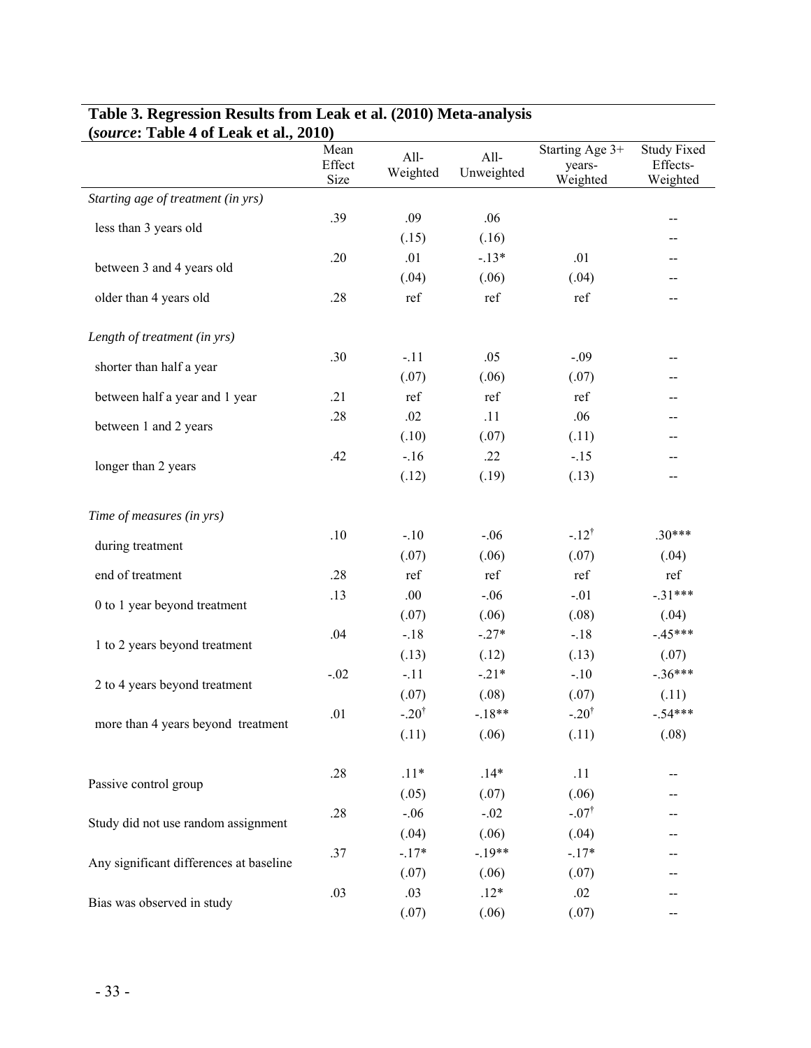**Table 3. Regression Results from Leak et al. (2010) Meta-analysis (*source*: Table 4 of Leak et al., 2010)**

| | Mean Effect Size | All-Weighted | All-Unweighted | Starting Age 3+ years-Weighted | Study Fixed Effects-Weighted |
|---|---|---|---|---|---|
| *Starting age of treatment (in yrs)* | | | | | |
| less than 3 years old | .39 | .09 | .06 | | -- |
| | | (.15) | (.16) | | -- |
| between 3 and 4 years old | .20 | .01 | -.13* | .01 | -- |
| | | (.04) | (.06) | (.04) | -- |
| older than 4 years old | .28 | ref | ref | ref | -- |
| *Length of treatment (in yrs)* | | | | | |
| shorter than half a year | .30 | -.11 | .05 | -.09 | -- |
| | | (.07) | (.06) | (.07) | -- |
| between half a year and 1 year | .21 | ref | ref | ref | -- |
| between 1 and 2 years | .28 | .02 | .11 | .06 | -- |
| | | (.10) | (.07) | (.11) | -- |
| longer than 2 years | .42 | -.16 | .22 | -.15 | -- |
| | | (.12) | (.19) | (.13) | -- |
| *Time of measures (in yrs)* | | | | | |
| during treatment | .10 | -.10 | -.06 | -.12$^{\dagger}$ | .30*** |
| | | (.07) | (.06) | (.07) | (.04) |
| end of treatment | .28 | ref | ref | ref | ref |
| 0 to 1 year beyond treatment | .13 | .00 | -.06 | -.01 | -.31*** |
| | | (.07) | (.06) | (.08) | (.04) |
| 1 to 2 years beyond treatment | .04 | -.18 | -.27* | -.18 | -.45*** |
| | | (.13) | (.12) | (.13) | (.07) |
| 2 to 4 years beyond treatment | -.02 | -.11 | -.21* | -.10 | -.36*** |
| | | (.07) | (.08) | (.07) | (.11) |
| more than 4 years beyond treatment | .01 | -.20$^{\dagger}$ | -.18** | -.20$^{\dagger}$ | -.54*** |
| | | (.11) | (.06) | (.11) | (.08) |
| Passive control group | .28 | .11* | .14* | .11 | -- |
| | | (.05) | (.07) | (.06) | -- |
| Study did not use random assignment | .28 | -.06 | -.02 | -.07$^{\dagger}$ | -- |
| | | (.04) | (.06) | (.04) | -- |
| Any significant differences at baseline | .37 | -.17* | -.19** | -.17* | -- |
| | | (.07) | (.06) | (.07) | -- |
| Bias was observed in study | .03 | .03 | .12* | .02 | -- |
| | | (.07) | (.06) | (.07) | -- |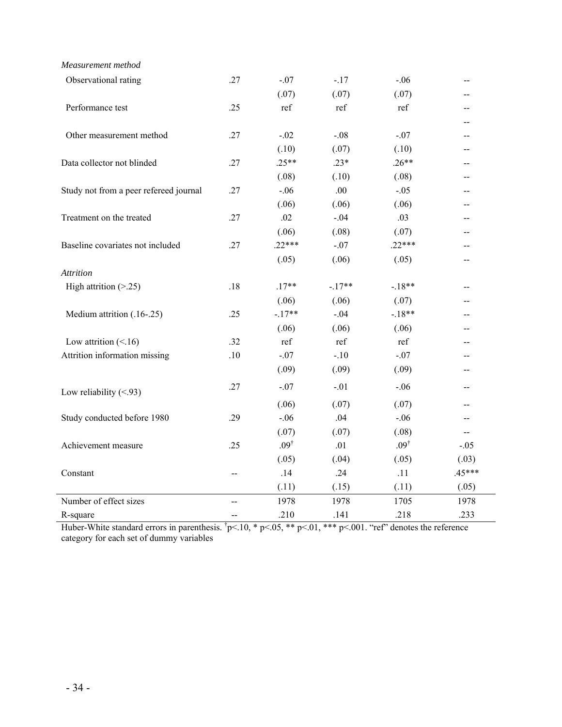| | | | | | |
|---|---|---|---|---|---|
| *Measurement method* | | | | | |
| Observational rating | .27 | -.07 | -.17 | -.06 | -- |
| | | (.07) | (.07) | (.07) | -- |
| Performance test | .25 | ref | ref | ref | -- |
| | | | | | -- |
| Other measurement method | .27 | -.02 | -.08 | -.07 | -- |
| | | (.10) | (.07) | (.10) | -- |
| Data collector not blinded | .27 | .25** | .23* | .26** | -- |
| | | (.08) | (.10) | (.08) | -- |
| Study not from a peer refereed journal | .27 | -.06 | .00 | -.05 | -- |
| | | (.06) | (.06) | (.06) | -- |
| Treatment on the treated | .27 | .02 | -.04 | .03 | -- |
| | | (.06) | (.08) | (.07) | -- |
| Baseline covariates not included | .27 | .22*** | -.07 | .22*** | -- |
| | | (.05) | (.06) | (.05) | -- |
| *Attrition* | | | | | |
| High attrition (>.25) | .18 | .17** | -.17** | -.18** | -- |
| | | (.06) | (.06) | (.07) | -- |
| Medium attrition (.16-.25) | .25 | -.17** | -.04 | -.18** | -- |
| | | (.06) | (.06) | (.06) | -- |
| Low attrition (<.16) | .32 | ref | ref | ref | -- |
| Attrition information missing | .10 | -.07 | -.10 | -.07 | -- |
| | | (.09) | (.09) | (.09) | -- |
| Low reliability (<.93) | .27 | -.07 | -.01 | -.06 | -- |
| | | (.06) | (.07) | (.07) | -- |
| Study conducted before 1980 | .29 | -.06 | .04 | -.06 | -- |
| | | (.07) | (.07) | (.08) | -- |
| Achievement measure | .25 | .09† | .01 | .09† | -.05 |
| | | (.05) | (.04) | (.05) | (.03) |
| Constant | -- | .14 | .24 | .11 | .45*** |
| | | (.11) | (.15) | (.11) | (.05) |
| Number of effect sizes | -- | 1978 | 1978 | 1705 | 1978 |
| R-square | -- | .210 | .141 | .218 | .233 |

Huber-White standard errors in parenthesis. †p<.10, * p<.05, ** p<.01, *** p<.001. "ref" denotes the reference category for each set of dummy variables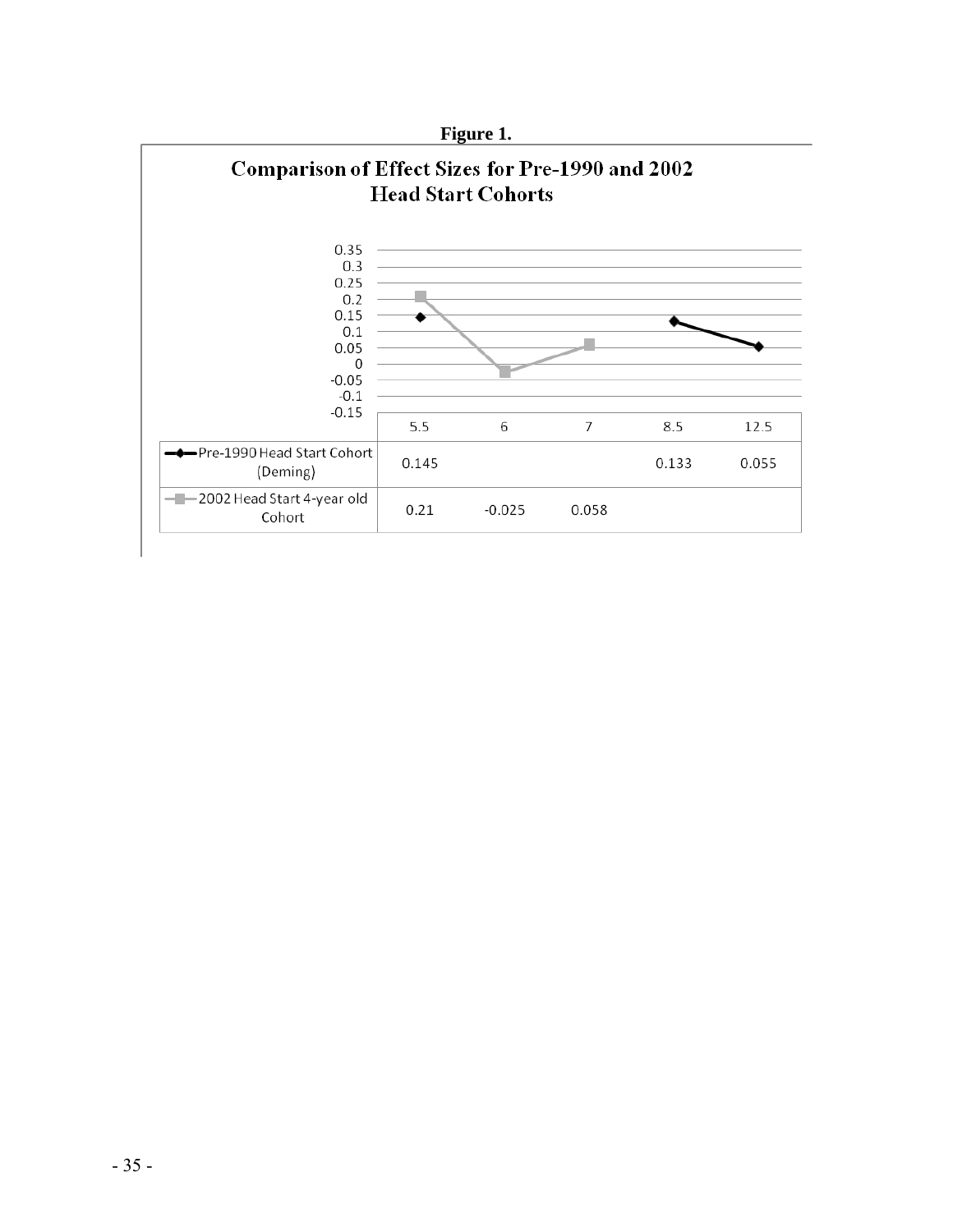**Figure 1.**

## Comparison of Effect Sizes for Pre-1990 and 2002 Head Start Cohorts

| | 5.5 | 6 | 7 | 8.5 | 12.5 |
|---|---|---|---|---|---|
| Pre-1990 Head Start Cohort (Deming) | 0.145 | | | 0.133 | 0.055 |
| 2002 Head Start 4-year old Cohort | 0.21 | -0.025 | 0.058 | | |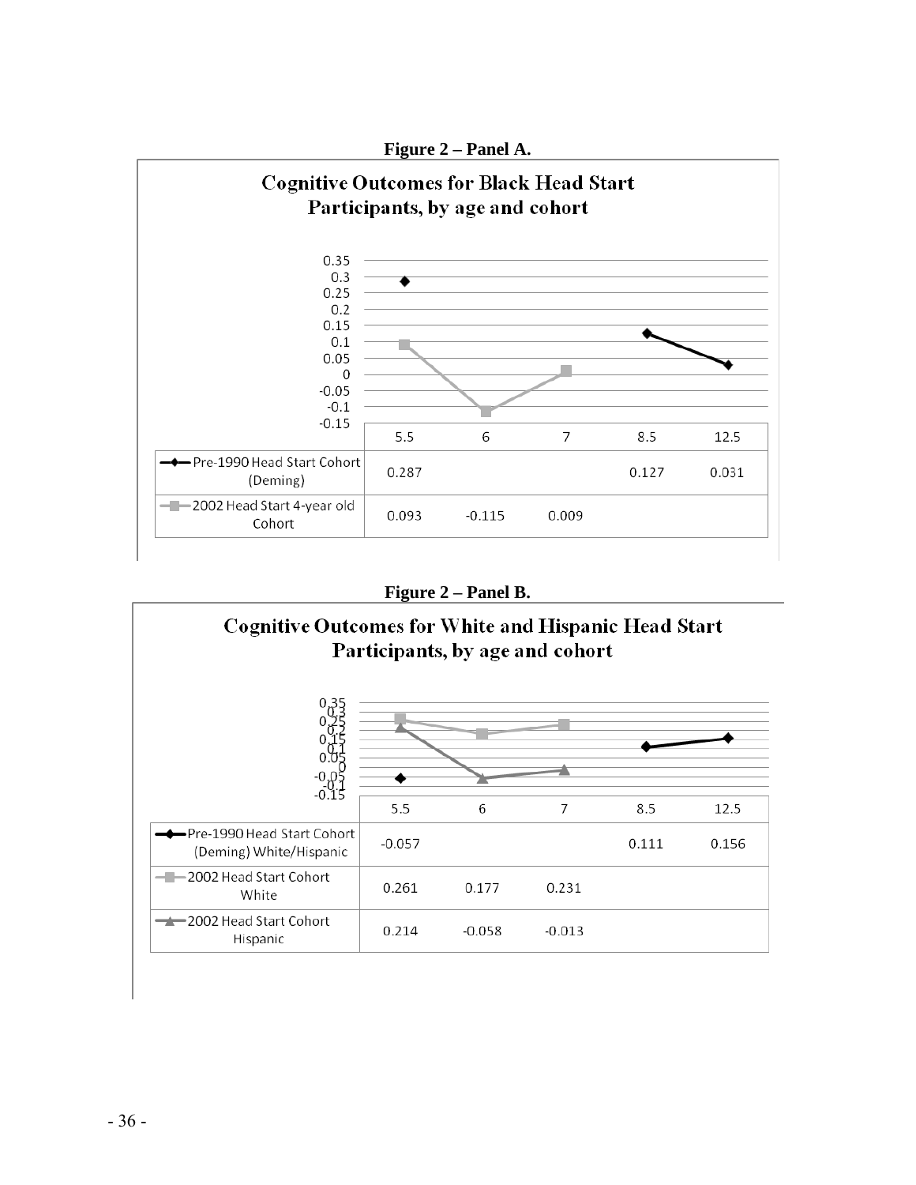**Figure 2 – Panel A.**

**Cognitive Outcomes for Black Head Start Participants, by age and cohort**

| | 5.5 | 6 | 7 | 8.5 | 12.5 |
|---|---|---|---|---|---|
| Pre-1990 Head Start Cohort (Deming) | 0.287 | | | 0.127 | 0.031 |
| 2002 Head Start 4-year old Cohort | 0.093 | -0.115 | 0.009 | | |

**Figure 2 – Panel B.**

**Cognitive Outcomes for White and Hispanic Head Start Participants, by age and cohort**

| | 5.5 | 6 | 7 | 8.5 | 12.5 |
|---|---|---|---|---|---|
| Pre-1990 Head Start Cohort (Deming) White/Hispanic | -0.057 | | | 0.111 | 0.156 |
| 2002 Head Start Cohort White | 0.261 | 0.177 | 0.231 | | |
| 2002 Head Start Cohort Hispanic | 0.214 | -0.058 | -0.013 | | |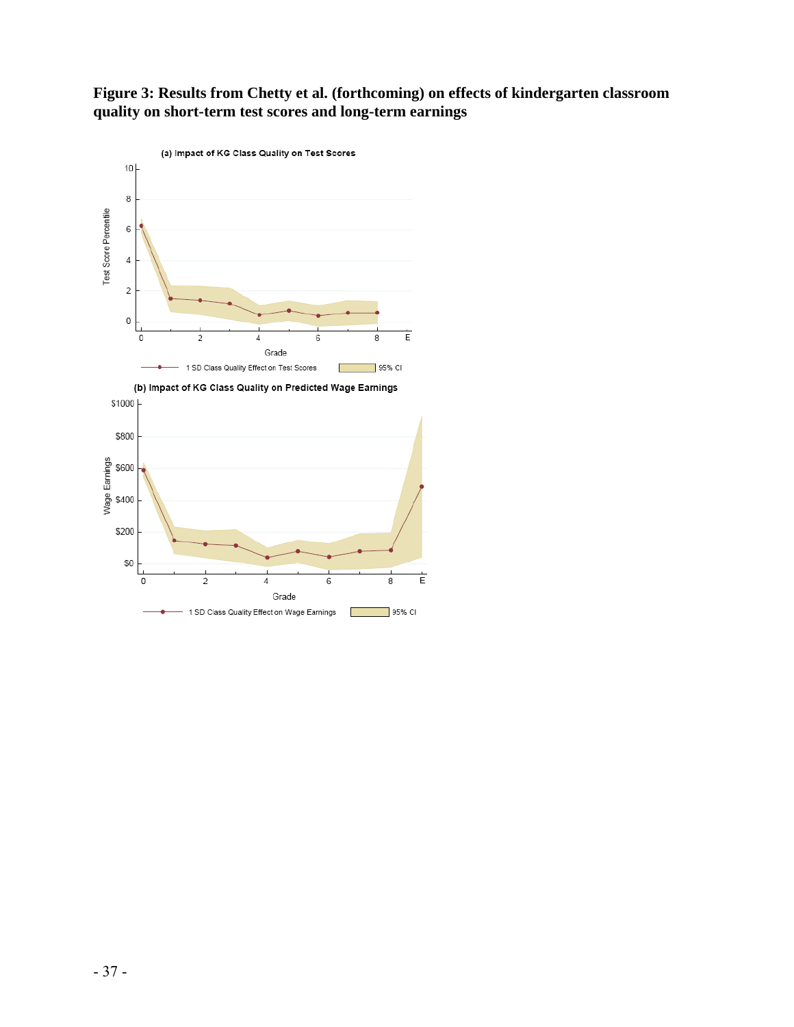**Figure 3: Results from Chetty et al. (forthcoming) on effects of kindergarten classroom quality on short-term test scores and long-term earnings**

(a) Impact of KG Class Quality on Test Scores

(b) Impact of KG Class Quality on Predicted Wage Earnings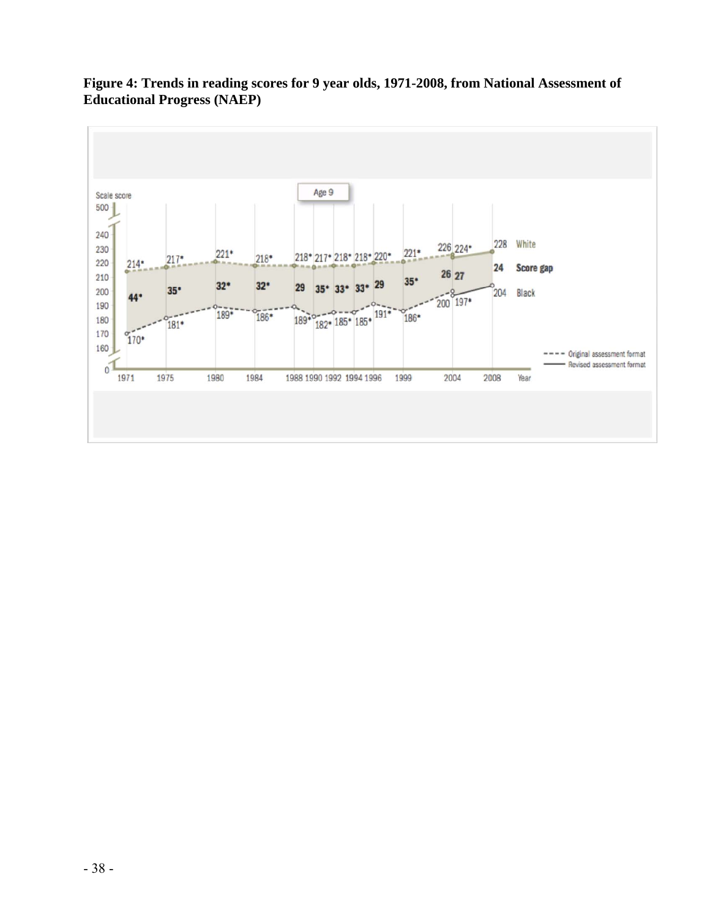**Figure 4: Trends in reading scores for 9 year olds, 1971-2008, from National Assessment of Educational Progress (NAEP)**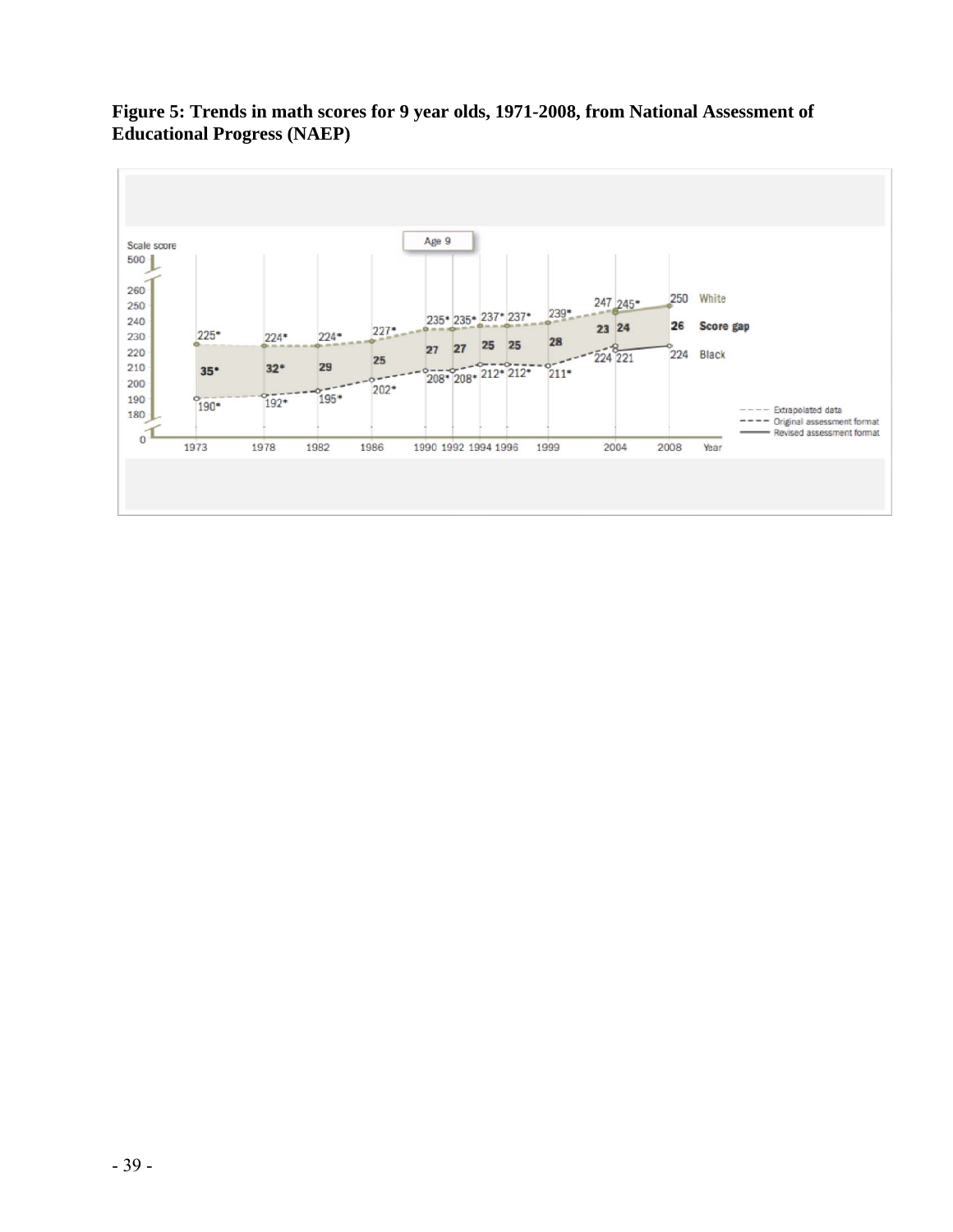**Figure 5: Trends in math scores for 9 year olds, 1971-2008, from National Assessment of Educational Progress (NAEP)**

Age 9

| Year | White | Black | Score gap |
| --- | --- | --- | --- |
| 1973 | 225* | 190* | 35* |
| 1978 | 224* | 192* | 32* |
| 1982 | 224* | 195* | 29 |
| 1986 | 227* | 202* | 25 |
| 1990 | 235* | 208* | 27 |
| 1992 | 235* | 208* | 27 |
| 1994 | 237* | 212* | 25 |
| 1996 | 237* | 212* | 25 |
| 1999 | 239* | 211* | 28 |
| 2004 | 247 | 224 | 23 |
| 2004 | 245* | 221 | 24 |
| 2008 | 250 | 224 | 26 |

- - - - Extrapolated data
---- Original assessment format
—— Revised assessment format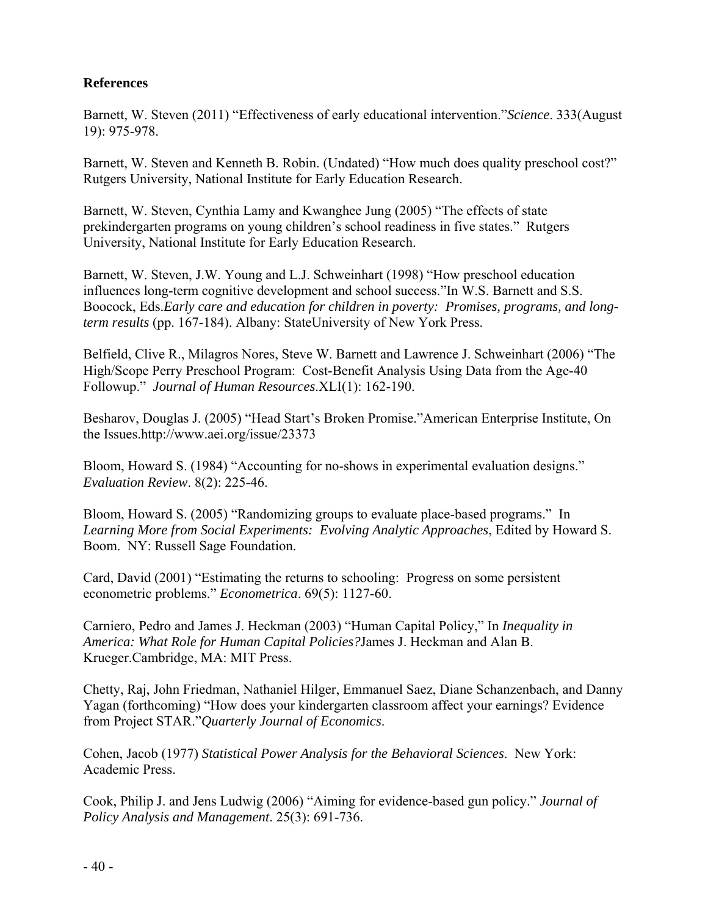## References

Barnett, W. Steven (2011) "Effectiveness of early educational intervention."*Science*. 333(August 19): 975-978.

Barnett, W. Steven and Kenneth B. Robin. (Undated) "How much does quality preschool cost?" Rutgers University, National Institute for Early Education Research.

Barnett, W. Steven, Cynthia Lamy and Kwanghee Jung (2005) "The effects of state prekindergarten programs on young children's school readiness in five states." Rutgers University, National Institute for Early Education Research.

Barnett, W. Steven, J.W. Young and L.J. Schweinhart (1998) "How preschool education influences long-term cognitive development and school success."In W.S. Barnett and S.S. Boocock, Eds.*Early care and education for children in poverty: Promises, programs, and long-term results* (pp. 167-184). Albany: StateUniversity of New York Press.

Belfield, Clive R., Milagros Nores, Steve W. Barnett and Lawrence J. Schweinhart (2006) "The High/Scope Perry Preschool Program: Cost-Benefit Analysis Using Data from the Age-40 Followup." *Journal of Human Resources*.XLI(1): 162-190.

Besharov, Douglas J. (2005) "Head Start's Broken Promise."American Enterprise Institute, On the Issues.http://www.aei.org/issue/23373

Bloom, Howard S. (1984) "Accounting for no-shows in experimental evaluation designs." *Evaluation Review*. 8(2): 225-46.

Bloom, Howard S. (2005) "Randomizing groups to evaluate place-based programs." In *Learning More from Social Experiments: Evolving Analytic Approaches*, Edited by Howard S. Boom. NY: Russell Sage Foundation.

Card, David (2001) "Estimating the returns to schooling: Progress on some persistent econometric problems." *Econometrica*. 69(5): 1127-60.

Carniero, Pedro and James J. Heckman (2003) "Human Capital Policy," In *Inequality in America: What Role for Human Capital Policies?*James J. Heckman and Alan B. Krueger.Cambridge, MA: MIT Press.

Chetty, Raj, John Friedman, Nathaniel Hilger, Emmanuel Saez, Diane Schanzenbach, and Danny Yagan (forthcoming) "How does your kindergarten classroom affect your earnings? Evidence from Project STAR."*Quarterly Journal of Economics*.

Cohen, Jacob (1977) *Statistical Power Analysis for the Behavioral Sciences*. New York: Academic Press.

Cook, Philip J. and Jens Ludwig (2006) "Aiming for evidence-based gun policy." *Journal of Policy Analysis and Management*. 25(3): 691-736.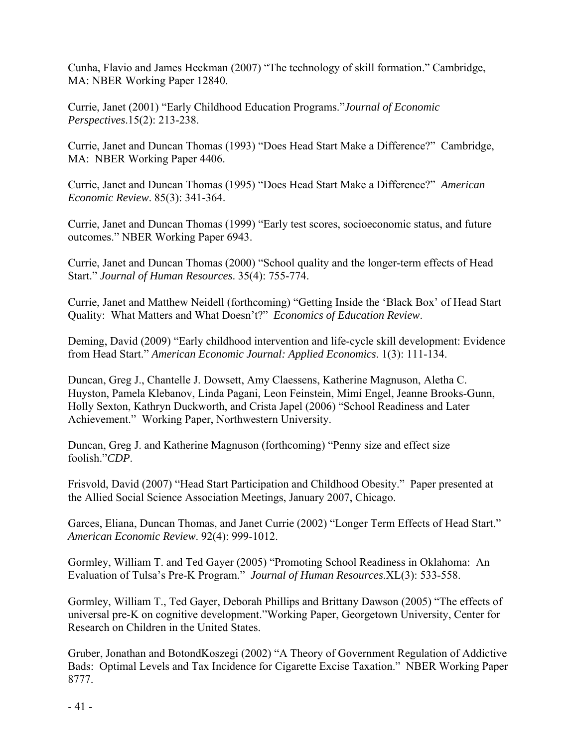Cunha, Flavio and James Heckman (2007) "The technology of skill formation." Cambridge, MA: NBER Working Paper 12840.

Currie, Janet (2001) "Early Childhood Education Programs."*Journal of Economic Perspectives*.15(2): 213-238.

Currie, Janet and Duncan Thomas (1993) "Does Head Start Make a Difference?" Cambridge, MA: NBER Working Paper 4406.

Currie, Janet and Duncan Thomas (1995) "Does Head Start Make a Difference?" *American Economic Review*. 85(3): 341-364.

Currie, Janet and Duncan Thomas (1999) "Early test scores, socioeconomic status, and future outcomes." NBER Working Paper 6943.

Currie, Janet and Duncan Thomas (2000) "School quality and the longer-term effects of Head Start." *Journal of Human Resources*. 35(4): 755-774.

Currie, Janet and Matthew Neidell (forthcoming) "Getting Inside the 'Black Box' of Head Start Quality: What Matters and What Doesn't?" *Economics of Education Review*.

Deming, David (2009) "Early childhood intervention and life-cycle skill development: Evidence from Head Start." *American Economic Journal: Applied Economics*. 1(3): 111-134.

Duncan, Greg J., Chantelle J. Dowsett, Amy Claessens, Katherine Magnuson, Aletha C. Huyston, Pamela Klebanov, Linda Pagani, Leon Feinstein, Mimi Engel, Jeanne Brooks-Gunn, Holly Sexton, Kathryn Duckworth, and Crista Japel (2006) "School Readiness and Later Achievement." Working Paper, Northwestern University.

Duncan, Greg J. and Katherine Magnuson (forthcoming) "Penny size and effect size foolish."*CDP*.

Frisvold, David (2007) "Head Start Participation and Childhood Obesity." Paper presented at the Allied Social Science Association Meetings, January 2007, Chicago.

Garces, Eliana, Duncan Thomas, and Janet Currie (2002) "Longer Term Effects of Head Start." *American Economic Review*. 92(4): 999-1012.

Gormley, William T. and Ted Gayer (2005) "Promoting School Readiness in Oklahoma: An Evaluation of Tulsa's Pre-K Program." *Journal of Human Resources*.XL(3): 533-558.

Gormley, William T., Ted Gayer, Deborah Phillips and Brittany Dawson (2005) "The effects of universal pre-K on cognitive development."Working Paper, Georgetown University, Center for Research on Children in the United States.

Gruber, Jonathan and BotondKoszegi (2002) "A Theory of Government Regulation of Addictive Bads: Optimal Levels and Tax Incidence for Cigarette Excise Taxation." NBER Working Paper 8777.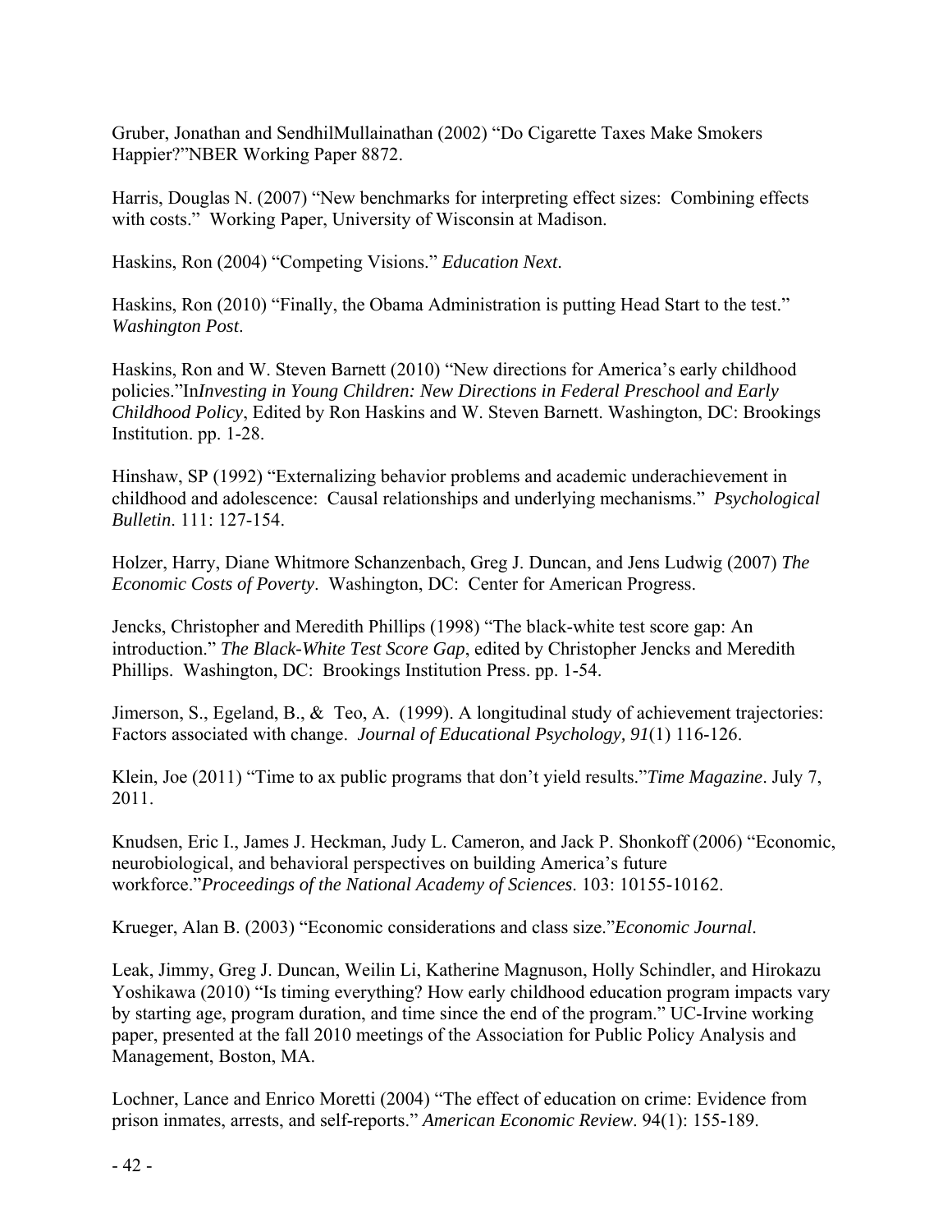Gruber, Jonathan and SendhilMullainathan (2002) "Do Cigarette Taxes Make Smokers Happier?"NBER Working Paper 8872.

Harris, Douglas N. (2007) "New benchmarks for interpreting effect sizes: Combining effects with costs." Working Paper, University of Wisconsin at Madison.

Haskins, Ron (2004) "Competing Visions." *Education Next*.

Haskins, Ron (2010) "Finally, the Obama Administration is putting Head Start to the test." *Washington Post*.

Haskins, Ron and W. Steven Barnett (2010) "New directions for America's early childhood policies."In*Investing in Young Children: New Directions in Federal Preschool and Early Childhood Policy*, Edited by Ron Haskins and W. Steven Barnett. Washington, DC: Brookings Institution. pp. 1-28.

Hinshaw, SP (1992) "Externalizing behavior problems and academic underachievement in childhood and adolescence: Causal relationships and underlying mechanisms." *Psychological Bulletin*. 111: 127-154.

Holzer, Harry, Diane Whitmore Schanzenbach, Greg J. Duncan, and Jens Ludwig (2007) *The Economic Costs of Poverty*. Washington, DC: Center for American Progress.

Jencks, Christopher and Meredith Phillips (1998) "The black-white test score gap: An introduction." *The Black-White Test Score Gap*, edited by Christopher Jencks and Meredith Phillips. Washington, DC: Brookings Institution Press. pp. 1-54.

Jimerson, S., Egeland, B., & Teo, A. (1999). A longitudinal study of achievement trajectories: Factors associated with change. *Journal of Educational Psychology, 91*(1) 116-126.

Klein, Joe (2011) "Time to ax public programs that don't yield results."*Time Magazine*. July 7, 2011.

Knudsen, Eric I., James J. Heckman, Judy L. Cameron, and Jack P. Shonkoff (2006) "Economic, neurobiological, and behavioral perspectives on building America's future workforce."*Proceedings of the National Academy of Sciences*. 103: 10155-10162.

Krueger, Alan B. (2003) "Economic considerations and class size."*Economic Journal*.

Leak, Jimmy, Greg J. Duncan, Weilin Li, Katherine Magnuson, Holly Schindler, and Hirokazu Yoshikawa (2010) "Is timing everything? How early childhood education program impacts vary by starting age, program duration, and time since the end of the program." UC-Irvine working paper, presented at the fall 2010 meetings of the Association for Public Policy Analysis and Management, Boston, MA.

Lochner, Lance and Enrico Moretti (2004) "The effect of education on crime: Evidence from prison inmates, arrests, and self-reports." *American Economic Review*. 94(1): 155-189.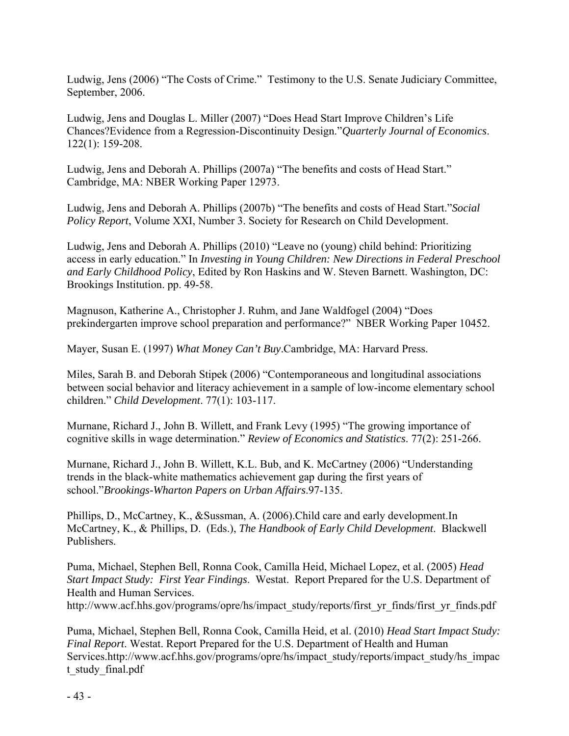Ludwig, Jens (2006) "The Costs of Crime." Testimony to the U.S. Senate Judiciary Committee, September, 2006.

Ludwig, Jens and Douglas L. Miller (2007) "Does Head Start Improve Children's Life Chances?Evidence from a Regression-Discontinuity Design."*Quarterly Journal of Economics*. 122(1): 159-208.

Ludwig, Jens and Deborah A. Phillips (2007a) "The benefits and costs of Head Start." Cambridge, MA: NBER Working Paper 12973.

Ludwig, Jens and Deborah A. Phillips (2007b) "The benefits and costs of Head Start."*Social Policy Report*, Volume XXI, Number 3. Society for Research on Child Development.

Ludwig, Jens and Deborah A. Phillips (2010) "Leave no (young) child behind: Prioritizing access in early education." In *Investing in Young Children: New Directions in Federal Preschool and Early Childhood Policy*, Edited by Ron Haskins and W. Steven Barnett. Washington, DC: Brookings Institution. pp. 49-58.

Magnuson, Katherine A., Christopher J. Ruhm, and Jane Waldfogel (2004) "Does prekindergarten improve school preparation and performance?" NBER Working Paper 10452.

Mayer, Susan E. (1997) *What Money Can't Buy*.Cambridge, MA: Harvard Press.

Miles, Sarah B. and Deborah Stipek (2006) "Contemporaneous and longitudinal associations between social behavior and literacy achievement in a sample of low-income elementary school children." *Child Development*. 77(1): 103-117.

Murnane, Richard J., John B. Willett, and Frank Levy (1995) "The growing importance of cognitive skills in wage determination." *Review of Economics and Statistics*. 77(2): 251-266.

Murnane, Richard J., John B. Willett, K.L. Bub, and K. McCartney (2006) "Understanding trends in the black-white mathematics achievement gap during the first years of school."*Brookings-Wharton Papers on Urban Affairs*.97-135.

Phillips, D., McCartney, K., &Sussman, A. (2006).Child care and early development.In McCartney, K., & Phillips, D. (Eds.), *The Handbook of Early Child Development*. Blackwell Publishers.

Puma, Michael, Stephen Bell, Ronna Cook, Camilla Heid, Michael Lopez, et al. (2005) *Head Start Impact Study: First Year Findings*. Westat. Report Prepared for the U.S. Department of Health and Human Services.
http://www.acf.hhs.gov/programs/opre/hs/impact_study/reports/first_yr_finds/first_yr_finds.pdf

Puma, Michael, Stephen Bell, Ronna Cook, Camilla Heid, et al. (2010) *Head Start Impact Study: Final Report*. Westat. Report Prepared for the U.S. Department of Health and Human Services.http://www.acf.hhs.gov/programs/opre/hs/impact_study/reports/impact_study/hs_impact_study_final.pdf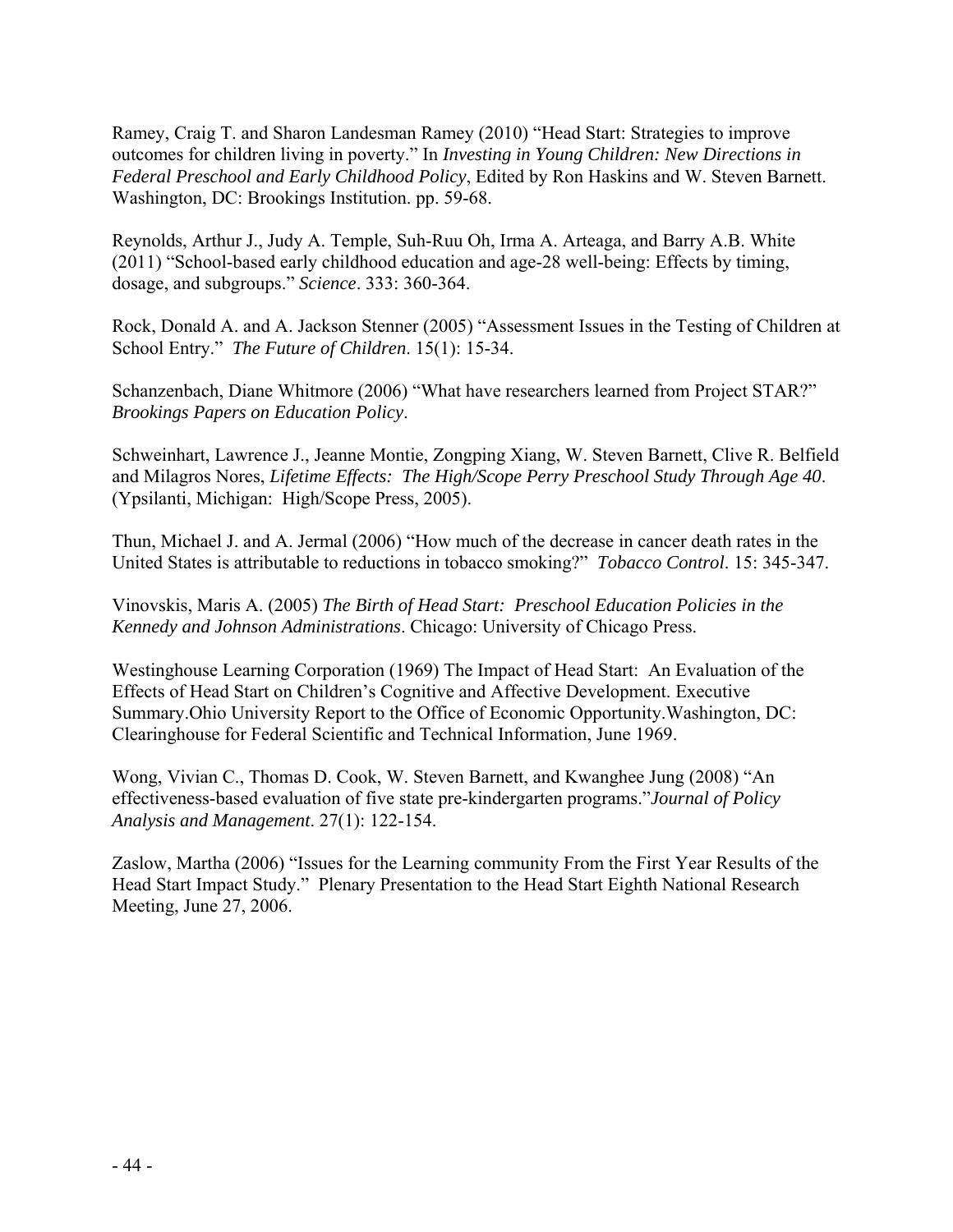Ramey, Craig T. and Sharon Landesman Ramey (2010) "Head Start: Strategies to improve outcomes for children living in poverty." In *Investing in Young Children: New Directions in Federal Preschool and Early Childhood Policy*, Edited by Ron Haskins and W. Steven Barnett. Washington, DC: Brookings Institution. pp. 59-68.

Reynolds, Arthur J., Judy A. Temple, Suh-Ruu Oh, Irma A. Arteaga, and Barry A.B. White (2011) "School-based early childhood education and age-28 well-being: Effects by timing, dosage, and subgroups." *Science*. 333: 360-364.

Rock, Donald A. and A. Jackson Stenner (2005) "Assessment Issues in the Testing of Children at School Entry." *The Future of Children*. 15(1): 15-34.

Schanzenbach, Diane Whitmore (2006) "What have researchers learned from Project STAR?" *Brookings Papers on Education Policy*.

Schweinhart, Lawrence J., Jeanne Montie, Zongping Xiang, W. Steven Barnett, Clive R. Belfield and Milagros Nores, *Lifetime Effects: The High/Scope Perry Preschool Study Through Age 40*. (Ypsilanti, Michigan: High/Scope Press, 2005).

Thun, Michael J. and A. Jermal (2006) "How much of the decrease in cancer death rates in the United States is attributable to reductions in tobacco smoking?" *Tobacco Control*. 15: 345-347.

Vinovskis, Maris A. (2005) *The Birth of Head Start: Preschool Education Policies in the Kennedy and Johnson Administrations*. Chicago: University of Chicago Press.

Westinghouse Learning Corporation (1969) The Impact of Head Start: An Evaluation of the Effects of Head Start on Children's Cognitive and Affective Development. Executive Summary.Ohio University Report to the Office of Economic Opportunity.Washington, DC: Clearinghouse for Federal Scientific and Technical Information, June 1969.

Wong, Vivian C., Thomas D. Cook, W. Steven Barnett, and Kwanghee Jung (2008) "An effectiveness-based evaluation of five state pre-kindergarten programs."*Journal of Policy Analysis and Management*. 27(1): 122-154.

Zaslow, Martha (2006) "Issues for the Learning community From the First Year Results of the Head Start Impact Study." Plenary Presentation to the Head Start Eighth National Research Meeting, June 27, 2006.